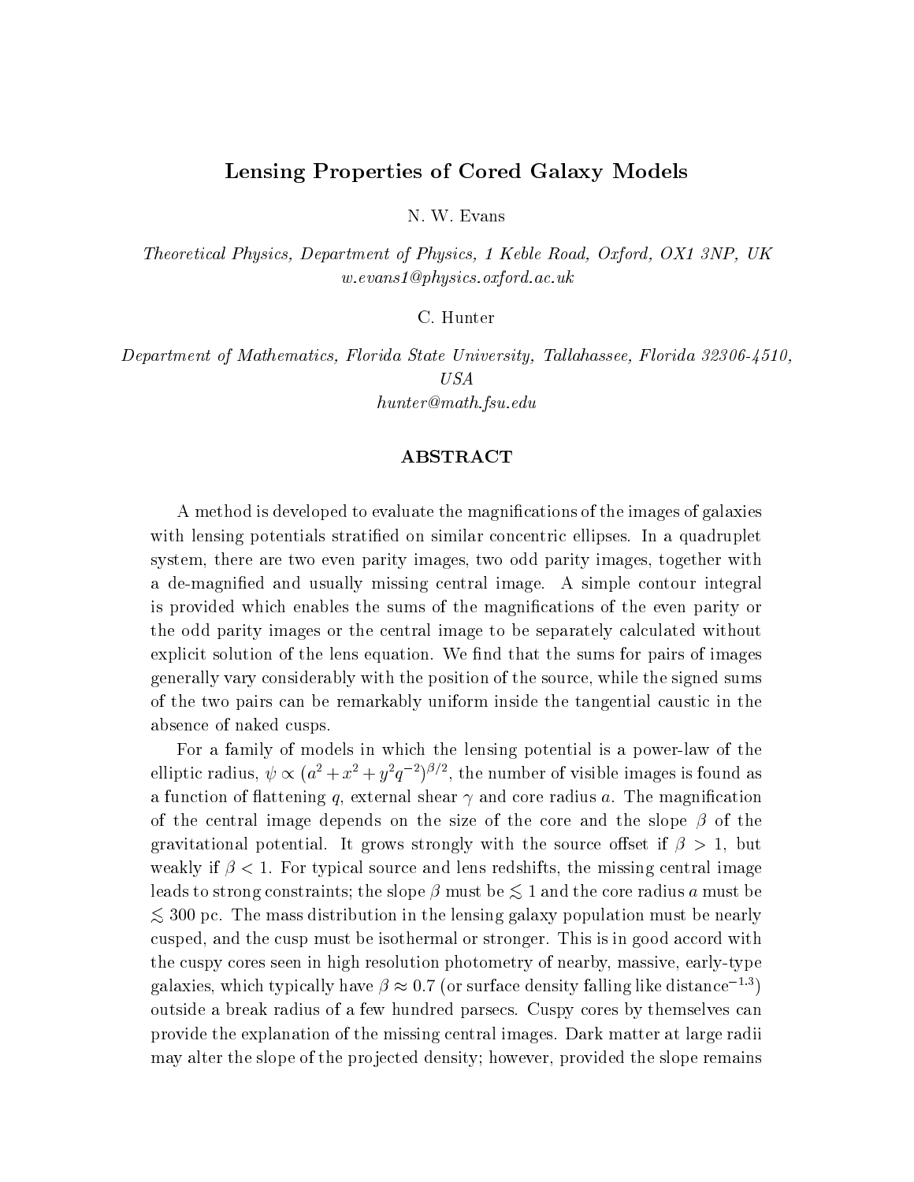# Lensing Properties of Cored Galaxy Models

N. W. Evans

*Theoretical Physics, Department of Physics, 1 Keble Road, Oxford, OX1 3NP, UK*
*w.evans1@physics.oxford.ac.uk*

C. Hunter

*Department of Mathematics, Florida State University, Tallahassee, Florida 32306-4510, USA*
*hunter@math.fsu.edu*

## ABSTRACT

A method is developed to evaluate the magnifications of the images of galaxies with lensing potentials stratified on similar concentric ellipses. In a quadruplet system, there are two even parity images, two odd parity images, together with a de-magnified and usually missing central image. A simple contour integral is provided which enables the sums of the magnifications of the even parity or the odd parity images or the central image to be separately calculated without explicit solution of the lens equation. We find that the sums for pairs of images generally vary considerably with the position of the source, while the signed sums of the two pairs can be remarkably uniform inside the tangential caustic in the absence of naked cusps.

For a family of models in which the lensing potential is a power-law of the elliptic radius, $\psi \propto (a^2 + x^2 + y^2 q^{-2})^{\beta/2}$, the number of visible images is found as a function of flattening $q$, external shear $\gamma$ and core radius $a$. The magnification of the central image depends on the size of the core and the slope $\beta$ of the gravitational potential. It grows strongly with the source offset if $\beta > 1$, but weakly if $\beta < 1$. For typical source and lens redshifts, the missing central image leads to strong constraints; the slope $\beta$ must be $\lesssim 1$ and the core radius $a$ must be $\lesssim 300$ pc. The mass distribution in the lensing galaxy population must be nearly cusped, and the cusp must be isothermal or stronger. This is in good accord with the cuspy cores seen in high resolution photometry of nearby, massive, early-type galaxies, which typically have $\beta \approx 0.7$ (or surface density falling like distance$^{-1.3}$) outside a break radius of a few hundred parsecs. Cuspy cores by themselves can provide the explanation of the missing central images. Dark matter at large radii may alter the slope of the projected density; however, provided the slope remains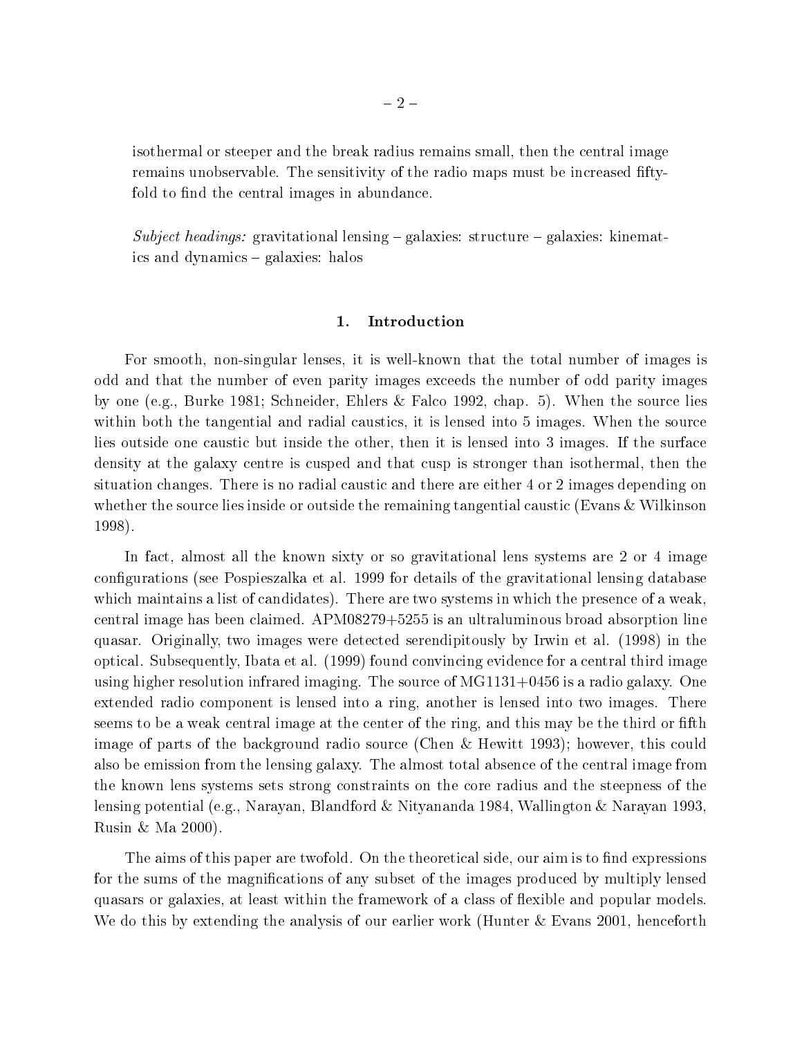isothermal or steeper and the break radius remains small, then the central image remains unobservable. The sensitivity of the radio maps must be increased fifty-fold to find the central images in abundance.

*Subject headings:* gravitational lensing – galaxies: structure – galaxies: kinematics and dynamics – galaxies: halos

## 1. Introduction

For smooth, non-singular lenses, it is well-known that the total number of images is odd and that the number of even parity images exceeds the number of odd parity images by one (e.g., Burke 1981; Schneider, Ehlers & Falco 1992, chap. 5). When the source lies within both the tangential and radial caustics, it is lensed into 5 images. When the source lies outside one caustic but inside the other, then it is lensed into 3 images. If the surface density at the galaxy centre is cusped and that cusp is stronger than isothermal, then the situation changes. There is no radial caustic and there are either 4 or 2 images depending on whether the source lies inside or outside the remaining tangential caustic (Evans & Wilkinson 1998).

In fact, almost all the known sixty or so gravitational lens systems are 2 or 4 image configurations (see Pospieszalka et al. 1999 for details of the gravitational lensing database which maintains a list of candidates). There are two systems in which the presence of a weak, central image has been claimed. APM08279+5255 is an ultraluminous broad absorption line quasar. Originally, two images were detected serendipitously by Irwin et al. (1998) in the optical. Subsequently, Ibata et al. (1999) found convincing evidence for a central third image using higher resolution infrared imaging. The source of MG1131+0456 is a radio galaxy. One extended radio component is lensed into a ring, another is lensed into two images. There seems to be a weak central image at the center of the ring, and this may be the third or fifth image of parts of the background radio source (Chen & Hewitt 1993); however, this could also be emission from the lensing galaxy. The almost total absence of the central image from the known lens systems sets strong constraints on the core radius and the steepness of the lensing potential (e.g., Narayan, Blandford & Nityananda 1984, Wallington & Narayan 1993, Rusin & Ma 2000).

The aims of this paper are twofold. On the theoretical side, our aim is to find expressions for the sums of the magnifications of any subset of the images produced by multiply lensed quasars or galaxies, at least within the framework of a class of flexible and popular models. We do this by extending the analysis of our earlier work (Hunter & Evans 2001, henceforth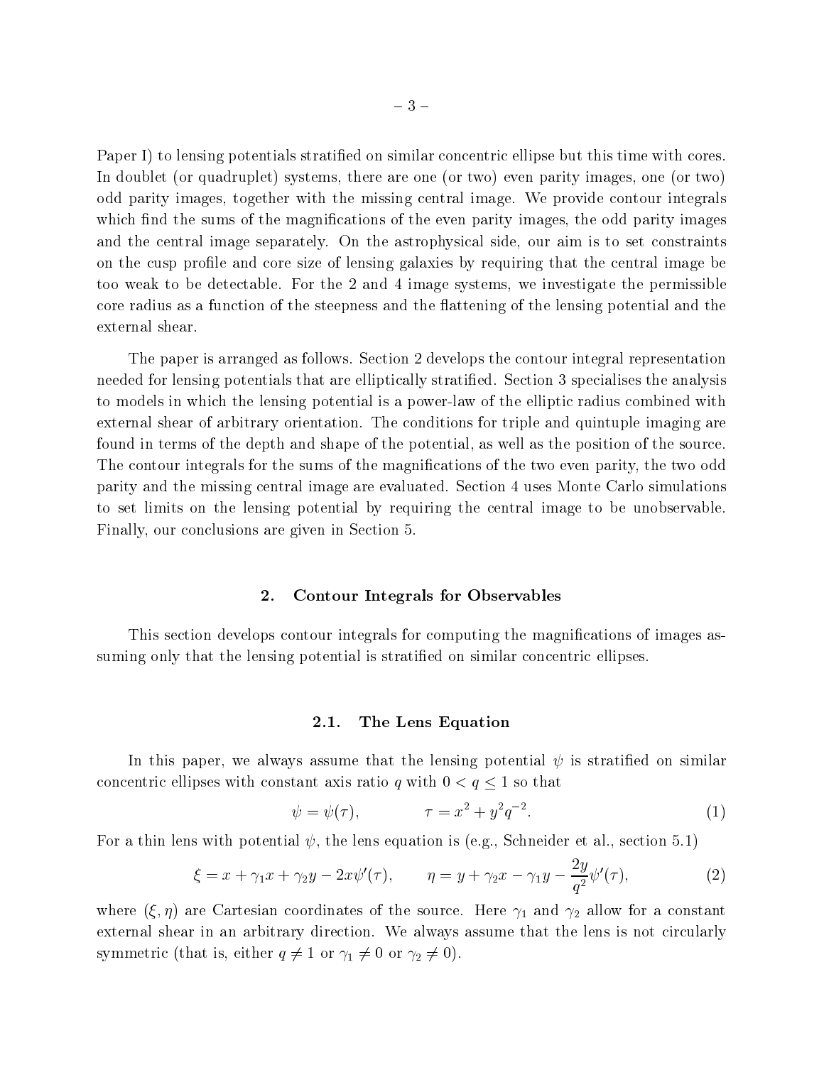Paper I) to lensing potentials stratified on similar concentric ellipse but this time with cores. In doublet (or quadruplet) systems, there are one (or two) even parity images, one (or two) odd parity images, together with the missing central image. We provide contour integrals which find the sums of the magnifications of the even parity images, the odd parity images and the central image separately. On the astrophysical side, our aim is to set constraints on the cusp profile and core size of lensing galaxies by requiring that the central image be too weak to be detectable. For the 2 and 4 image systems, we investigate the permissible core radius as a function of the steepness and the flattening of the lensing potential and the external shear.

The paper is arranged as follows. Section 2 develops the contour integral representation needed for lensing potentials that are elliptically stratified. Section 3 specialises the analysis to models in which the lensing potential is a power-law of the elliptic radius combined with external shear of arbitrary orientation. The conditions for triple and quintuple imaging are found in terms of the depth and shape of the potential, as well as the position of the source. The contour integrals for the sums of the magnifications of the two even parity, the two odd parity and the missing central image are evaluated. Section 4 uses Monte Carlo simulations to set limits on the lensing potential by requiring the central image to be unobservable. Finally, our conclusions are given in Section 5.

## 2. Contour Integrals for Observables

This section develops contour integrals for computing the magnifications of images assuming only that the lensing potential is stratified on similar concentric ellipses.

### 2.1. The Lens Equation

In this paper, we always assume that the lensing potential $\psi$ is stratified on similar concentric ellipses with constant axis ratio $q$ with $0 < q \leq 1$ so that

$$\psi = \psi(\tau), \qquad\qquad \tau = x^2 + y^2 q^{-2}. \tag{1}$$

For a thin lens with potential $\psi$, the lens equation is (e.g., Schneider et al., section 5.1)

$$\xi = x + \gamma_1 x + \gamma_2 y - 2x\psi'(\tau), \qquad \eta = y + \gamma_2 x - \gamma_1 y - \frac{2y}{q^2}\psi'(\tau), \tag{2}$$

where $(\xi, \eta)$ are Cartesian coordinates of the source. Here $\gamma_1$ and $\gamma_2$ allow for a constant external shear in an arbitrary direction. We always assume that the lens is not circularly symmetric (that is, either $q \neq 1$ or $\gamma_1 \neq 0$ or $\gamma_2 \neq 0$).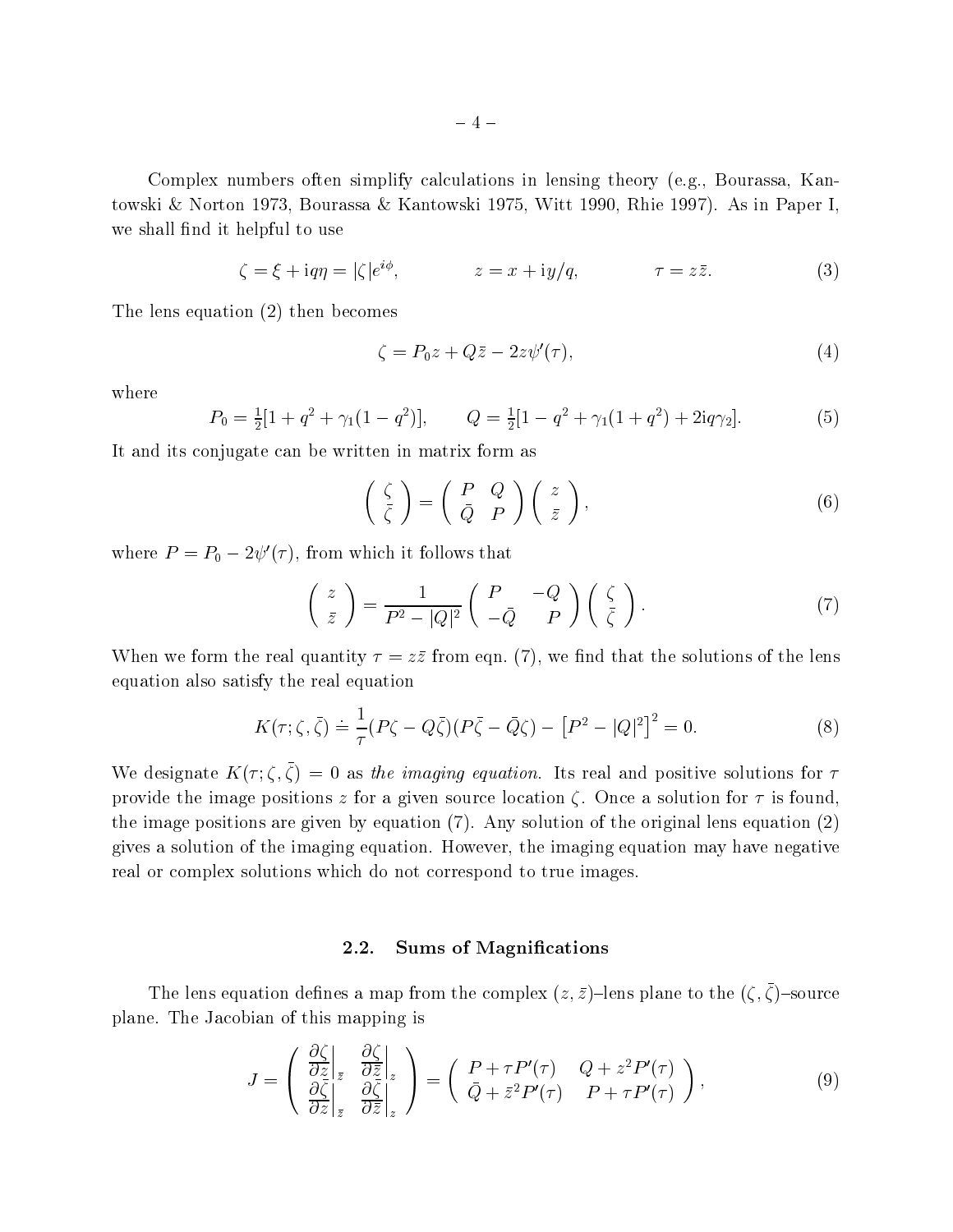Complex numbers often simplify calculations in lensing theory (e.g., Bourassa, Kantowski & Norton 1973, Bourassa & Kantowski 1975, Witt 1990, Rhie 1997). As in Paper I, we shall find it helpful to use

$$\zeta = \xi + \mathrm{i}q\eta = |\zeta| e^{i\phi}, \qquad z = x + \mathrm{i}y/q, \qquad \tau = z\bar{z}. \tag{3}$$

The lens equation (2) then becomes

$$\zeta = P_0 z + Q\bar{z} - 2z\psi'(\tau), \tag{4}$$

where

$$P_0 = \tfrac{1}{2}[1 + q^2 + \gamma_1(1 - q^2)], \qquad Q = \tfrac{1}{2}[1 - q^2 + \gamma_1(1 + q^2) + 2\mathrm{i}q\gamma_2]. \tag{5}$$

It and its conjugate can be written in matrix form as

$$\begin{pmatrix} \zeta \\ \bar{\zeta} \end{pmatrix} = \begin{pmatrix} P & Q \\ \bar{Q} & P \end{pmatrix} \begin{pmatrix} z \\ \bar{z} \end{pmatrix}, \tag{6}$$

where $P = P_0 - 2\psi'(\tau)$, from which it follows that

$$\begin{pmatrix} z \\ \bar{z} \end{pmatrix} = \frac{1}{P^2 - |Q|^2} \begin{pmatrix} P & -Q \\ -\bar{Q} & P \end{pmatrix} \begin{pmatrix} \zeta \\ \bar{\zeta} \end{pmatrix}. \tag{7}$$

When we form the real quantity $\tau = z\bar{z}$ from eqn. (7), we find that the solutions of the lens equation also satisfy the real equation

$$K(\tau; \zeta, \bar{\zeta}) \doteq \frac{1}{\tau}(P\zeta - Q\bar{\zeta})(P\bar{\zeta} - \bar{Q}\zeta) - \left[P^2 - |Q|^2\right]^2 = 0. \tag{8}$$

We designate $K(\tau; \zeta, \bar{\zeta}) = 0$ as *the imaging equation*. Its real and positive solutions for $\tau$ provide the image positions $z$ for a given source location $\zeta$. Once a solution for $\tau$ is found, the image positions are given by equation (7). Any solution of the original lens equation (2) gives a solution of the imaging equation. However, the imaging equation may have negative real or complex solutions which do not correspond to true images.

### 2.2. Sums of Magnifications

The lens equation defines a map from the complex $(z, \bar{z})$–lens plane to the $(\zeta, \bar{\zeta})$–source plane. The Jacobian of this mapping is

$$J = \begin{pmatrix} \left.\dfrac{\partial \zeta}{\partial z}\right|_{\bar{z}} & \left.\dfrac{\partial \zeta}{\partial \bar{z}}\right|_{z} \\ \left.\dfrac{\partial \bar{\zeta}}{\partial z}\right|_{\bar{z}} & \left.\dfrac{\partial \bar{\zeta}}{\partial \bar{z}}\right|_{z} \end{pmatrix} = \begin{pmatrix} P + \tau P'(\tau) & Q + z^2 P'(\tau) \\ \bar{Q} + \bar{z}^2 P'(\tau) & P + \tau P'(\tau) \end{pmatrix}, \tag{9}$$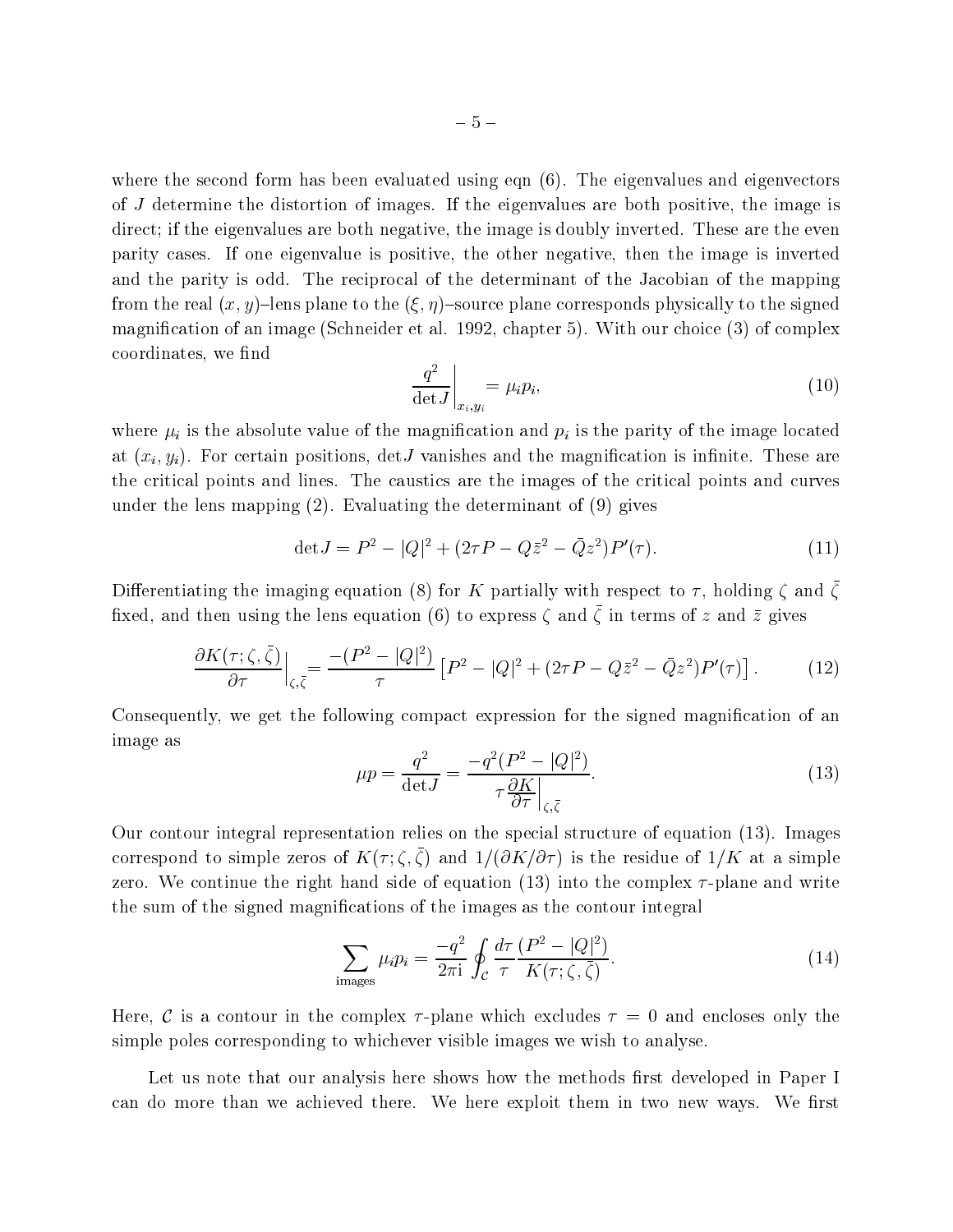where the second form has been evaluated using eqn (6). The eigenvalues and eigenvectors of $J$ determine the distortion of images. If the eigenvalues are both positive, the image is direct; if the eigenvalues are both negative, the image is doubly inverted. These are the even parity cases. If one eigenvalue is positive, the other negative, then the image is inverted and the parity is odd. The reciprocal of the determinant of the Jacobian of the mapping from the real $(x, y)$–lens plane to the $(\xi, \eta)$–source plane corresponds physically to the signed magnification of an image (Schneider et al. 1992, chapter 5). With our choice (3) of complex coordinates, we find

$$\frac{q^2}{\det J}\bigg|_{x_i,y_i} = \mu_i p_i, \tag{10}$$

where $\mu_i$ is the absolute value of the magnification and $p_i$ is the parity of the image located at $(x_i, y_i)$. For certain positions, $\det J$ vanishes and the magnification is infinite. These are the critical points and lines. The caustics are the images of the critical points and curves under the lens mapping (2). Evaluating the determinant of (9) gives

$$\det J = P^2 - |Q|^2 + (2\tau P - Q\bar{z}^2 - \bar{Q}z^2)P'(\tau). \tag{11}$$

Differentiating the imaging equation (8) for $K$ partially with respect to $\tau$, holding $\zeta$ and $\bar{\zeta}$ fixed, and then using the lens equation (6) to express $\zeta$ and $\bar{\zeta}$ in terms of $z$ and $\bar{z}$ gives

$$\frac{\partial K(\tau;\zeta,\bar{\zeta})}{\partial \tau}\bigg|_{\zeta,\bar{\zeta}} = \frac{-(P^2 - |Q|^2)}{\tau}\left[P^2 - |Q|^2 + (2\tau P - Q\bar{z}^2 - \bar{Q}z^2)P'(\tau)\right]. \tag{12}$$

Consequently, we get the following compact expression for the signed magnification of an image as

$$\mu p = \frac{q^2}{\det J} = \frac{-q^2(P^2 - |Q|^2)}{\tau \dfrac{\partial K}{\partial \tau}\Big|_{\zeta,\bar{\zeta}}}. \tag{13}$$

Our contour integral representation relies on the special structure of equation (13). Images correspond to simple zeros of $K(\tau;\zeta,\bar{\zeta})$ and $1/(\partial K/\partial \tau)$ is the residue of $1/K$ at a simple zero. We continue the right hand side of equation (13) into the complex $\tau$-plane and write the sum of the signed magnifications of the images as the contour integral

$$\sum_{\text{images}} \mu_i p_i = \frac{-q^2}{2\pi \mathrm{i}} \oint_{\mathcal{C}} \frac{d\tau}{\tau} \frac{(P^2 - |Q|^2)}{K(\tau;\zeta,\bar{\zeta})}. \tag{14}$$

Here, $\mathcal{C}$ is a contour in the complex $\tau$-plane which excludes $\tau = 0$ and encloses only the simple poles corresponding to whichever visible images we wish to analyse.

Let us note that our analysis here shows how the methods first developed in Paper I can do more than we achieved there. We here exploit them in two new ways. We first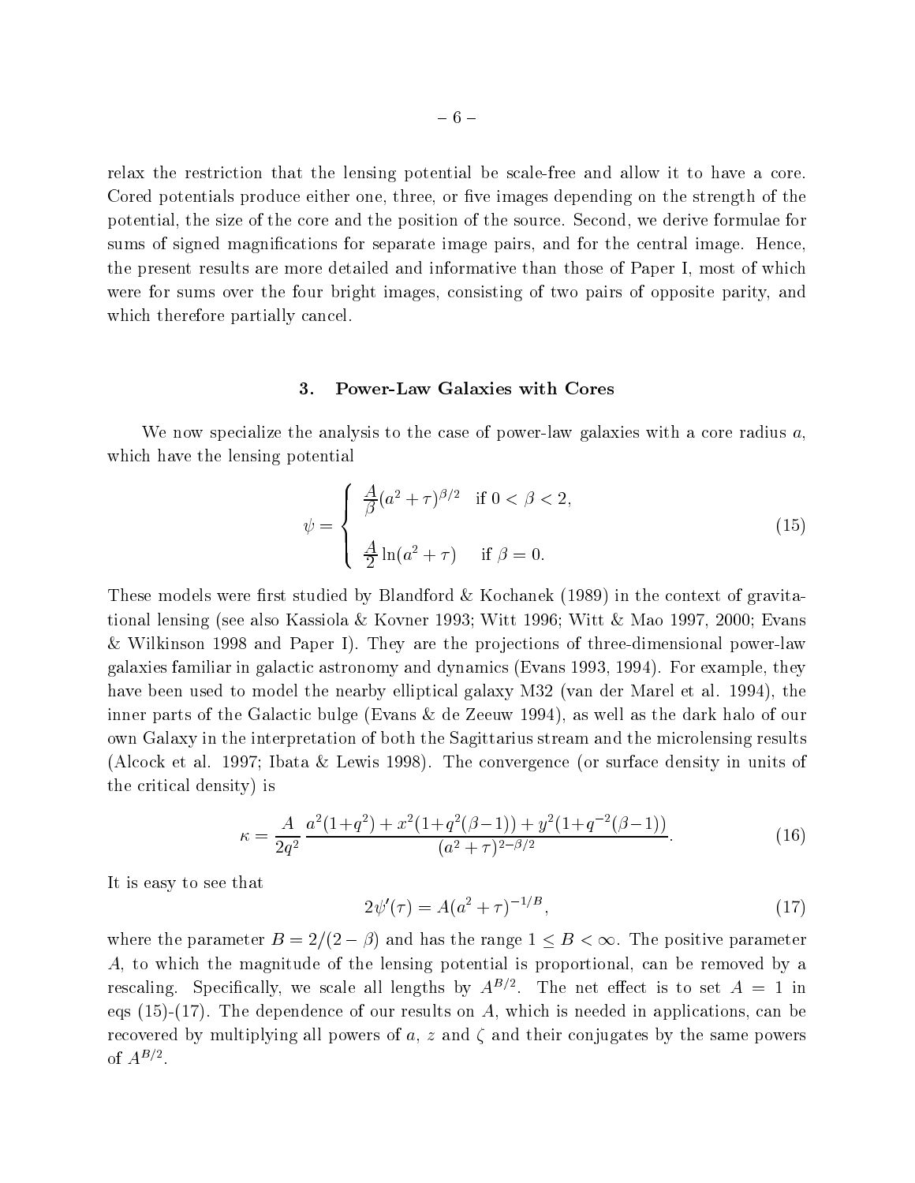relax the restriction that the lensing potential be scale-free and allow it to have a core. Cored potentials produce either one, three, or five images depending on the strength of the potential, the size of the core and the position of the source. Second, we derive formulae for sums of signed magnifications for separate image pairs, and for the central image. Hence, the present results are more detailed and informative than those of Paper I, most of which were for sums over the four bright images, consisting of two pairs of opposite parity, and which therefore partially cancel.

## 3. Power-Law Galaxies with Cores

We now specialize the analysis to the case of power-law galaxies with a core radius $a$, which have the lensing potential

$$\psi = \begin{cases} \dfrac{A}{\beta}(a^2+\tau)^{\beta/2} & \text{if } 0 < \beta < 2, \\[2ex] \dfrac{A}{2}\ln(a^2+\tau) & \text{if } \beta = 0. \end{cases} \tag{15}$$

These models were first studied by Blandford & Kochanek (1989) in the context of gravitational lensing (see also Kassiola & Kovner 1993; Witt 1996; Witt & Mao 1997, 2000; Evans & Wilkinson 1998 and Paper I). They are the projections of three-dimensional power-law galaxies familiar in galactic astronomy and dynamics (Evans 1993, 1994). For example, they have been used to model the nearby elliptical galaxy M32 (van der Marel et al. 1994), the inner parts of the Galactic bulge (Evans & de Zeeuw 1994), as well as the dark halo of our own Galaxy in the interpretation of both the Sagittarius stream and the microlensing results (Alcock et al. 1997; Ibata & Lewis 1998). The convergence (or surface density in units of the critical density) is

$$\kappa = \frac{A}{2q^2}\,\frac{a^2(1+q^2) + x^2(1+q^2(\beta-1)) + y^2(1+q^{-2}(\beta-1))}{(a^2+\tau)^{2-\beta/2}}. \tag{16}$$

It is easy to see that

$$2\psi'(\tau) = A(a^2+\tau)^{-1/B}, \tag{17}$$

where the parameter $B = 2/(2-\beta)$ and has the range $1 \le B < \infty$. The positive parameter $A$, to which the magnitude of the lensing potential is proportional, can be removed by a rescaling. Specifically, we scale all lengths by $A^{B/2}$. The net effect is to set $A = 1$ in eqs (15)-(17). The dependence of our results on $A$, which is needed in applications, can be recovered by multiplying all powers of $a$, $z$ and $\zeta$ and their conjugates by the same powers of $A^{B/2}$.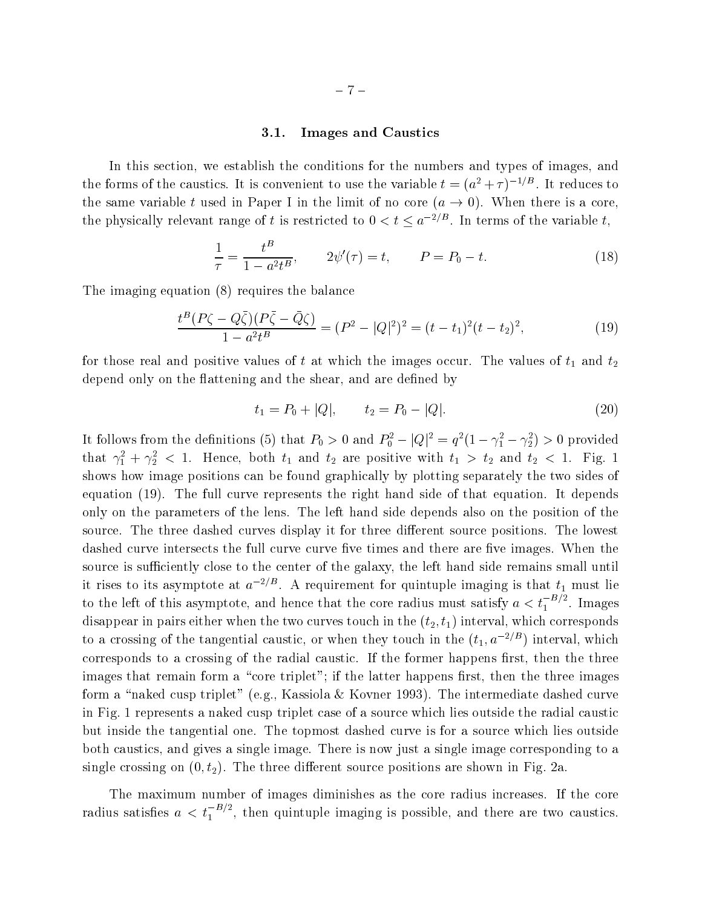### 3.1. Images and Caustics

In this section, we establish the conditions for the numbers and types of images, and the forms of the caustics. It is convenient to use the variable $t = (a^2 + \tau)^{-1/B}$. It reduces to the same variable $t$ used in Paper I in the limit of no core ($a \to 0$). When there is a core, the physically relevant range of $t$ is restricted to $0 < t \leq a^{-2/B}$. In terms of the variable $t$,

$$\frac{1}{\tau} = \frac{t^B}{1 - a^2 t^B}, \qquad 2\psi'(\tau) = t, \qquad P = P_0 - t. \tag{18}$$

The imaging equation (8) requires the balance

$$\frac{t^B (P\zeta - Q\bar{\zeta})(P\bar{\zeta} - \bar{Q}\zeta)}{1 - a^2 t^B} = (P^2 - |Q|^2)^2 = (t - t_1)^2 (t - t_2)^2, \tag{19}$$

for those real and positive values of $t$ at which the images occur. The values of $t_1$ and $t_2$ depend only on the flattening and the shear, and are defined by

$$t_1 = P_0 + |Q|, \qquad t_2 = P_0 - |Q|. \tag{20}$$

It follows from the definitions (5) that $P_0 > 0$ and $P_0^2 - |Q|^2 = q^2(1 - \gamma_1^2 - \gamma_2^2) > 0$ provided that $\gamma_1^2 + \gamma_2^2 < 1$. Hence, both $t_1$ and $t_2$ are positive with $t_1 > t_2$ and $t_2 < 1$. Fig. 1 shows how image positions can be found graphically by plotting separately the two sides of equation (19). The full curve represents the right hand side of that equation. It depends only on the parameters of the lens. The left hand side depends also on the position of the source. The three dashed curves display it for three different source positions. The lowest dashed curve intersects the full curve curve five times and there are five images. When the source is sufficiently close to the center of the galaxy, the left hand side remains small until it rises to its asymptote at $a^{-2/B}$. A requirement for quintuple imaging is that $t_1$ must lie to the left of this asymptote, and hence that the core radius must satisfy $a < t_1^{-B/2}$. Images disappear in pairs either when the two curves touch in the $(t_2, t_1)$ interval, which corresponds to a crossing of the tangential caustic, or when they touch in the $(t_1, a^{-2/B})$ interval, which corresponds to a crossing of the radial caustic. If the former happens first, then the three images that remain form a "core triplet"; if the latter happens first, then the three images form a "naked cusp triplet" (e.g., Kassiola & Kovner 1993). The intermediate dashed curve in Fig. 1 represents a naked cusp triplet case of a source which lies outside the radial caustic but inside the tangential one. The topmost dashed curve is for a source which lies outside both caustics, and gives a single image. There is now just a single image corresponding to a single crossing on $(0, t_2)$. The three different source positions are shown in Fig. 2a.

The maximum number of images diminishes as the core radius increases. If the core radius satisfies $a < t_1^{-B/2}$, then quintuple imaging is possible, and there are two caustics.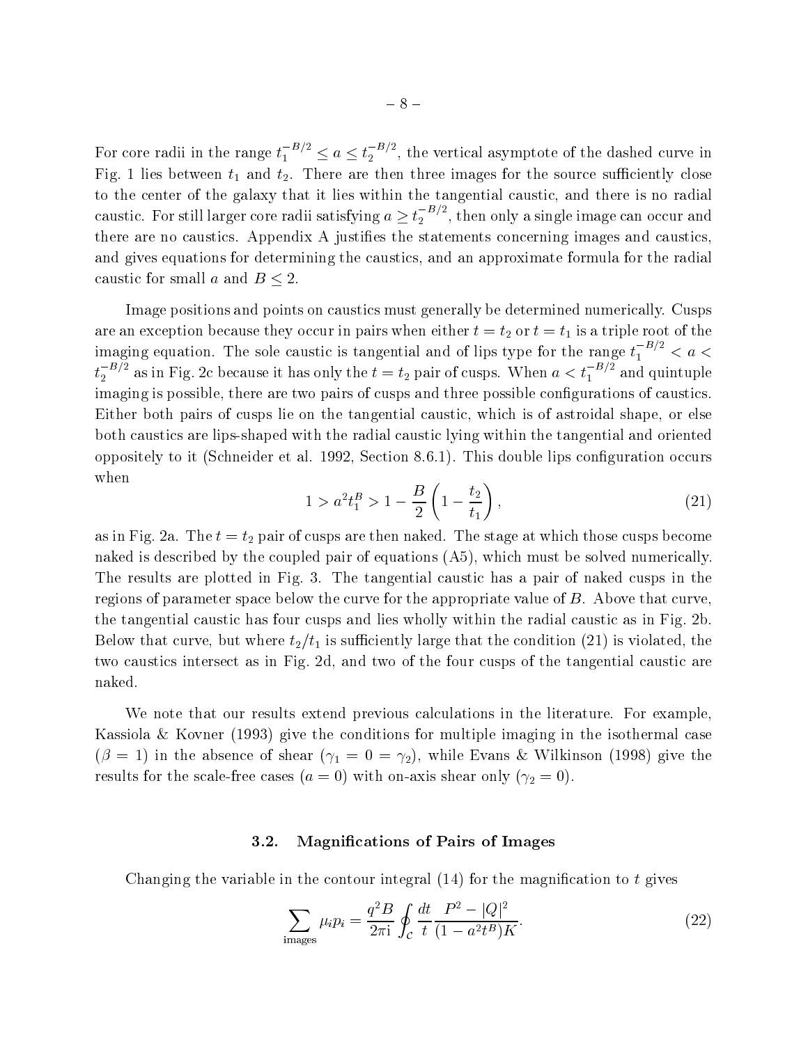For core radii in the range $t_1^{-B/2} \le a \le t_2^{-B/2}$, the vertical asymptote of the dashed curve in Fig. 1 lies between $t_1$ and $t_2$. There are then three images for the source sufficiently close to the center of the galaxy that it lies within the tangential caustic, and there is no radial caustic. For still larger core radii satisfying $a \ge t_2^{-B/2}$, then only a single image can occur and there are no caustics. Appendix A justifies the statements concerning images and caustics, and gives equations for determining the caustics, and an approximate formula for the radial caustic for small $a$ and $B \le 2$.

Image positions and points on caustics must generally be determined numerically. Cusps are an exception because they occur in pairs when either $t = t_2$ or $t = t_1$ is a triple root of the imaging equation. The sole caustic is tangential and of lips type for the range $t_1^{-B/2} < a < t_2^{-B/2}$ as in Fig. 2c because it has only the $t = t_2$ pair of cusps. When $a < t_1^{-B/2}$ and quintuple imaging is possible, there are two pairs of cusps and three possible configurations of caustics. Either both pairs of cusps lie on the tangential caustic, which is of astroidal shape, or else both caustics are lips-shaped with the radial caustic lying within the tangential and oriented oppositely to it (Schneider et al. 1992, Section 8.6.1). This double lips configuration occurs when

$$1 > a^2 t_1^B > 1 - \frac{B}{2}\left(1 - \frac{t_2}{t_1}\right), \tag{21}$$

as in Fig. 2a. The $t = t_2$ pair of cusps are then naked. The stage at which those cusps become naked is described by the coupled pair of equations (A5), which must be solved numerically. The results are plotted in Fig. 3. The tangential caustic has a pair of naked cusps in the regions of parameter space below the curve for the appropriate value of $B$. Above that curve, the tangential caustic has four cusps and lies wholly within the radial caustic as in Fig. 2b. Below that curve, but where $t_2/t_1$ is sufficiently large that the condition (21) is violated, the two caustics intersect as in Fig. 2d, and two of the four cusps of the tangential caustic are naked.

We note that our results extend previous calculations in the literature. For example, Kassiola & Kovner (1993) give the conditions for multiple imaging in the isothermal case ($\beta = 1$) in the absence of shear ($\gamma_1 = 0 = \gamma_2$), while Evans & Wilkinson (1998) give the results for the scale-free cases ($a = 0$) with on-axis shear only ($\gamma_2 = 0$).

### 3.2. Magnifications of Pairs of Images

Changing the variable in the contour integral (14) for the magnification to $t$ gives

$$\sum_{\text{images}} \mu_i p_i = \frac{q^2 B}{2\pi \mathrm{i}} \oint_{\mathcal{C}} \frac{dt}{t} \frac{P^2 - |Q|^2}{(1 - a^2 t^B) K}. \tag{22}$$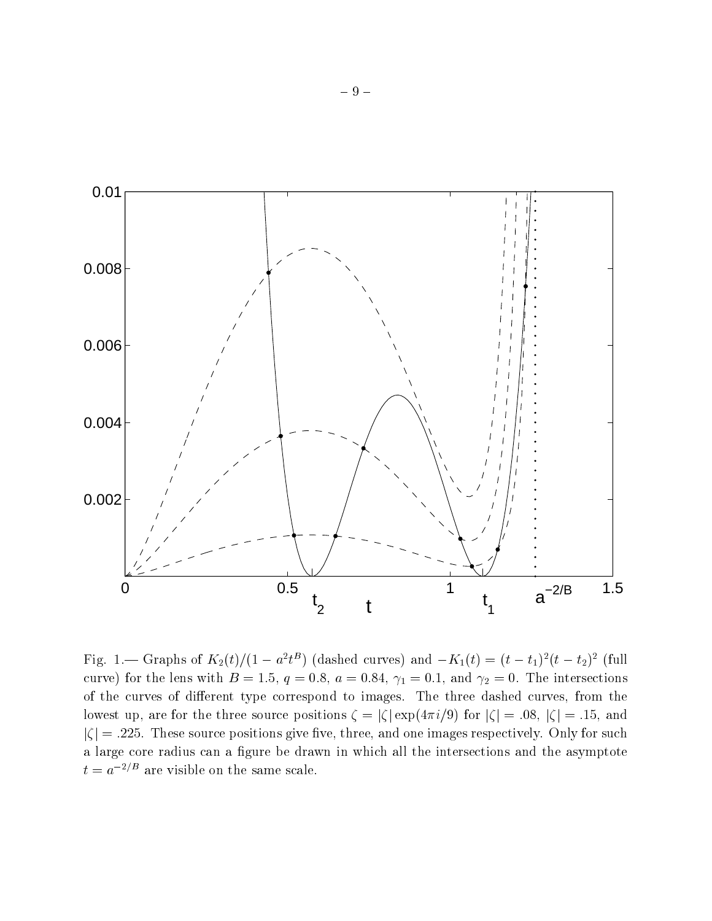Fig. 1.— Graphs of $K_2(t)/(1 - a^2 t^B)$ (dashed curves) and $-K_1(t) = (t - t_1)^2 (t - t_2)^2$ (full curve) for the lens with $B = 1.5$, $q = 0.8$, $a = 0.84$, $\gamma_1 = 0.1$, and $\gamma_2 = 0$. The intersections of the curves of different type correspond to images. The three dashed curves, from the lowest up, are for the three source positions $\zeta = |\zeta| \exp(4\pi i/9)$ for $|\zeta| = .08$, $|\zeta| = .15$, and $|\zeta| = .225$. These source positions give five, three, and one images respectively. Only for such a large core radius can a figure be drawn in which all the intersections and the asymptote $t = a^{-2/B}$ are visible on the same scale.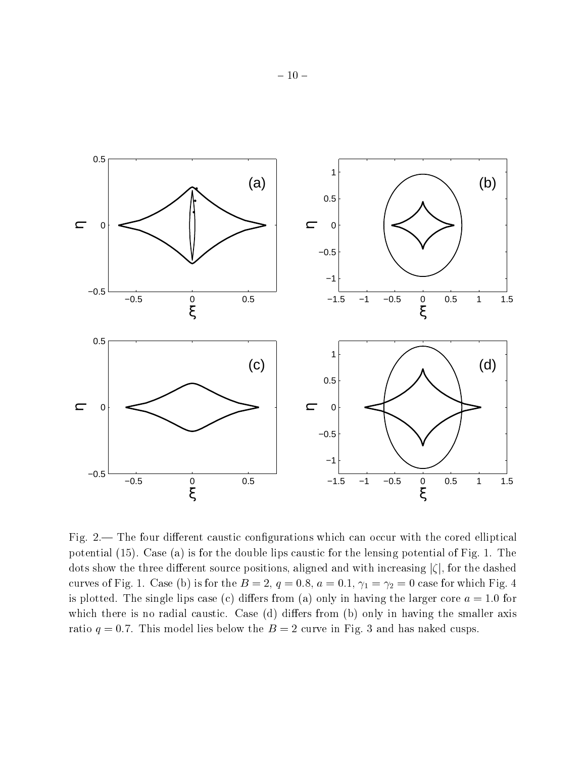Fig. 2.— The four different caustic configurations which can occur with the cored elliptical potential (15). Case (a) is for the double lips caustic for the lensing potential of Fig. 1. The dots show the three different source positions, aligned and with increasing $|\zeta|$, for the dashed curves of Fig. 1. Case (b) is for the $B = 2$, $q = 0.8$, $a = 0.1$, $\gamma_1 = \gamma_2 = 0$ case for which Fig. 4 is plotted. The single lips case (c) differs from (a) only in having the larger core $a = 1.0$ for which there is no radial caustic. Case (d) differs from (b) only in having the smaller axis ratio $q = 0.7$. This model lies below the $B = 2$ curve in Fig. 3 and has naked cusps.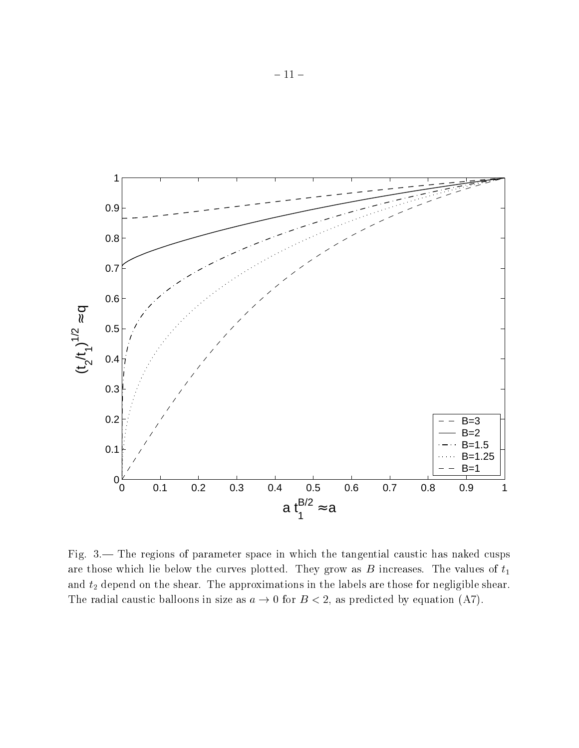Fig. 3.— The regions of parameter space in which the tangential caustic has naked cusps are those which lie below the curves plotted. They grow as $B$ increases. The values of $t_1$ and $t_2$ depend on the shear. The approximations in the labels are those for negligible shear. The radial caustic balloons in size as $a \to 0$ for $B < 2$, as predicted by equation (A7).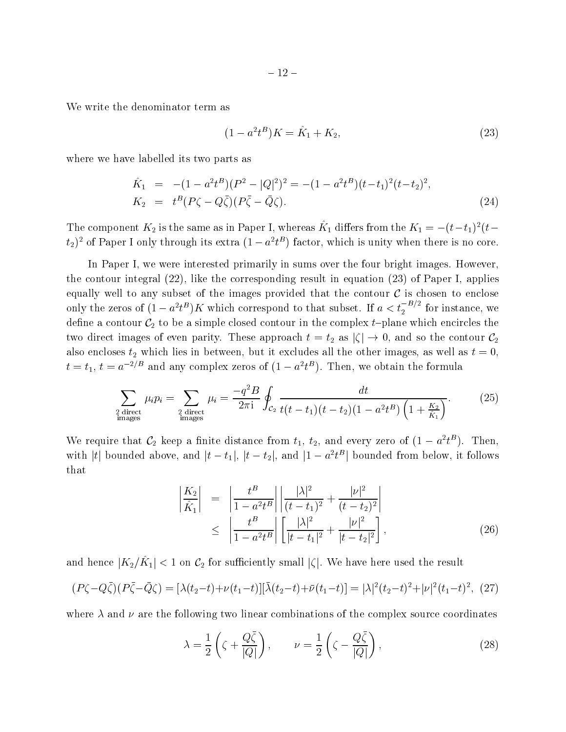We write the denominator term as

$$(1 - a^2 t^B)K = \hat{K}_1 + K_2, \tag{23}$$

where we have labelled its two parts as

$$\begin{aligned}
\hat{K}_1 &= -(1 - a^2 t^B)(P^2 - |Q|^2)^2 = -(1 - a^2 t^B)(t - t_1)^2 (t - t_2)^2, \\
K_2 &= t^B (P\zeta - Q\bar{\zeta})(P\bar{\zeta} - \bar{Q}\zeta).
\end{aligned} \tag{24}$$

The component $K_2$ is the same as in Paper I, whereas $\hat{K}_1$ differs from the $K_1 = -(t-t_1)^2(t-t_2)^2$ of Paper I only through its extra $(1 - a^2 t^B)$ factor, which is unity when there is no core.

In Paper I, we were interested primarily in sums over the four bright images. However, the contour integral (22), like the corresponding result in equation (23) of Paper I, applies equally well to any subset of the images provided that the contour $\mathcal{C}$ is chosen to enclose only the zeros of $(1 - a^2 t^B)K$ which correspond to that subset. If $a < t_2^{-B/2}$ for instance, we define a contour $\mathcal{C}_2$ to be a simple closed contour in the complex $t$–plane which encircles the two direct images of even parity. These approach $t = t_2$ as $|\zeta| \to 0$, and so the contour $\mathcal{C}_2$ also encloses $t_2$ which lies in between, but it excludes all the other images, as well as $t = 0$, $t = t_1$, $t = a^{-2/B}$ and any complex zeros of $(1 - a^2 t^B)$. Then, we obtain the formula

$$\sum_{\substack{2 \text{ direct} \\ \text{images}}} \mu_i p_i = \sum_{\substack{2 \text{ direct} \\ \text{images}}} \mu_i = \frac{-q^2 B}{2\pi \mathrm{i}} \oint_{\mathcal{C}_2} \frac{dt}{t(t - t_1)(t - t_2)(1 - a^2 t^B)\left(1 + \frac{K_2}{\hat{K}_1}\right)}. \tag{25}$$

We require that $\mathcal{C}_2$ keep a finite distance from $t_1$, $t_2$, and every zero of $(1 - a^2 t^B)$. Then, with $|t|$ bounded above, and $|t - t_1|$, $|t - t_2|$, and $|1 - a^2 t^B|$ bounded from below, it follows that

$$\begin{aligned}
\left| \frac{K_2}{\hat{K}_1} \right| &= \left| \frac{t^B}{1 - a^2 t^B} \right| \left| \frac{|\lambda|^2}{(t - t_1)^2} + \frac{|\nu|^2}{(t - t_2)^2} \right| \\
&\leq \left| \frac{t^B}{1 - a^2 t^B} \right| \left[ \frac{|\lambda|^2}{|t - t_1|^2} + \frac{|\nu|^2}{|t - t_2|^2} \right],
\end{aligned} \tag{26}$$

and hence $|K_2/\hat{K}_1| < 1$ on $\mathcal{C}_2$ for sufficiently small $|\zeta|$. We have here used the result

$$(P\zeta - Q\bar{\zeta})(P\bar{\zeta} - \bar{Q}\zeta) = [\lambda(t_2 - t) + \nu(t_1 - t)][\bar{\lambda}(t_2 - t) + \bar{\nu}(t_1 - t)] = |\lambda|^2 (t_2 - t)^2 + |\nu|^2 (t_1 - t)^2, \tag{27}$$

where $\lambda$ and $\nu$ are the following two linear combinations of the complex source coordinates

$$\lambda = \frac{1}{2}\left( \zeta + \frac{Q\bar{\zeta}}{|Q|} \right), \qquad \nu = \frac{1}{2}\left( \zeta - \frac{Q\bar{\zeta}}{|Q|} \right), \tag{28}$$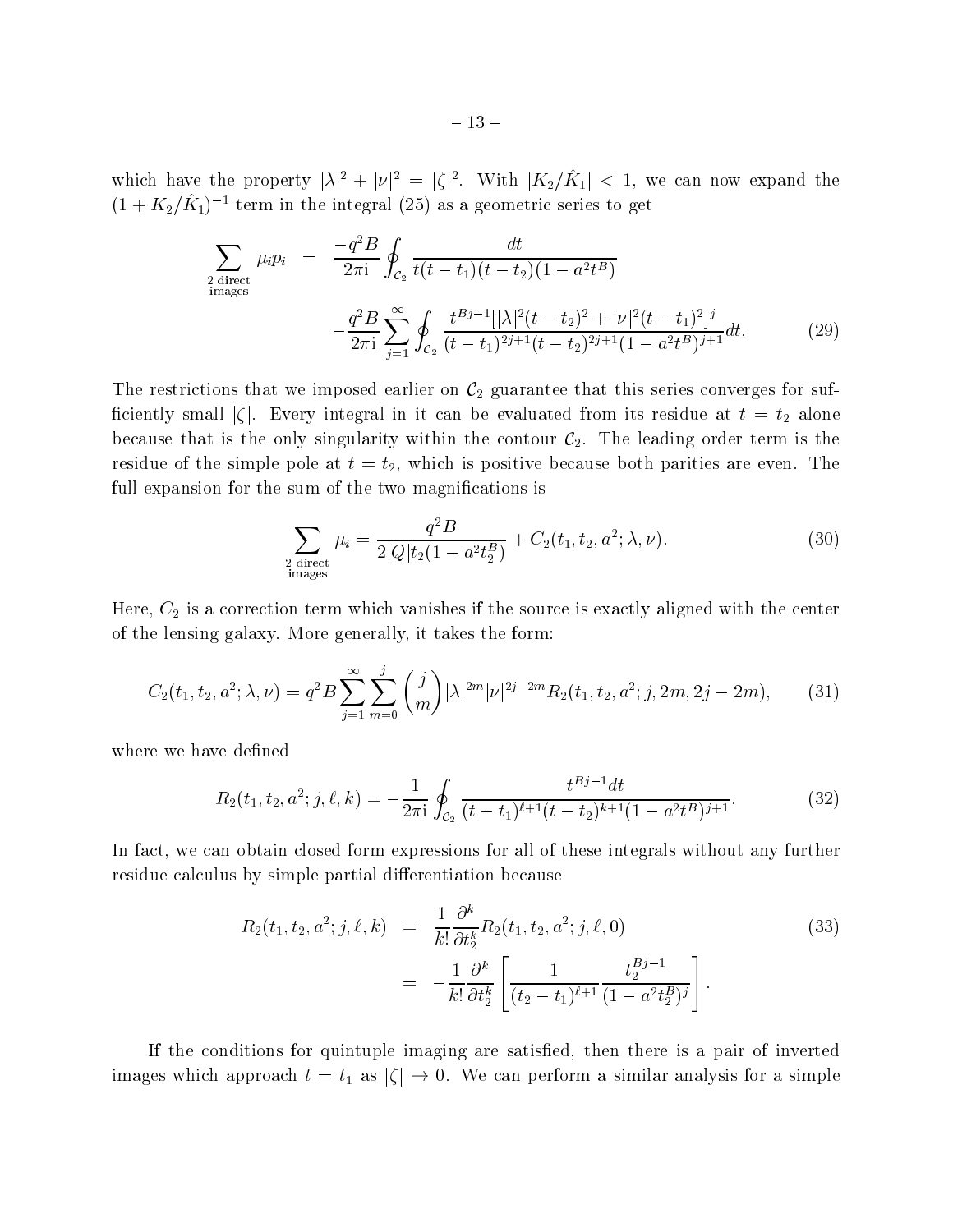which have the property $|\lambda|^2 + |\nu|^2 = |\zeta|^2$. With $|K_2/\hat{K}_1| < 1$, we can now expand the $(1 + K_2/\hat{K}_1)^{-1}$ term in the integral (25) as a geometric series to get

$$
\begin{aligned}
\sum_{\substack{2 \text{ direct} \\ \text{images}}} \mu_i p_i &= \frac{-q^2 B}{2\pi \mathrm{i}} \oint_{\mathcal{C}_2} \frac{dt}{t(t-t_1)(t-t_2)(1-a^2 t^B)} \\
&\quad - \frac{q^2 B}{2\pi \mathrm{i}} \sum_{j=1}^{\infty} \oint_{\mathcal{C}_2} \frac{t^{Bj-1}[|\lambda|^2 (t-t_2)^2 + |\nu|^2 (t-t_1)^2]^j}{(t-t_1)^{2j+1}(t-t_2)^{2j+1}(1-a^2 t^B)^{j+1}} dt. \qquad (29)
\end{aligned}
$$

The restrictions that we imposed earlier on $\mathcal{C}_2$ guarantee that this series converges for sufficiently small $|\zeta|$. Every integral in it can be evaluated from its residue at $t = t_2$ alone because that is the only singularity within the contour $\mathcal{C}_2$. The leading order term is the residue of the simple pole at $t = t_2$, which is positive because both parities are even. The full expansion for the sum of the two magnifications is

$$
\sum_{\substack{2 \text{ direct} \\ \text{images}}} \mu_i = \frac{q^2 B}{2|Q| t_2 (1 - a^2 t_2^B)} + C_2(t_1, t_2, a^2; \lambda, \nu). \qquad (30)
$$

Here, $C_2$ is a correction term which vanishes if the source is exactly aligned with the center of the lensing galaxy. More generally, it takes the form:

$$
C_2(t_1, t_2, a^2; \lambda, \nu) = q^2 B \sum_{j=1}^{\infty} \sum_{m=0}^{j} \binom{j}{m} |\lambda|^{2m} |\nu|^{2j-2m} R_2(t_1, t_2, a^2; j, 2m, 2j-2m), \qquad (31)
$$

where we have defined

$$
R_2(t_1, t_2, a^2; j, \ell, k) = -\frac{1}{2\pi \mathrm{i}} \oint_{\mathcal{C}_2} \frac{t^{Bj-1} dt}{(t-t_1)^{\ell+1}(t-t_2)^{k+1}(1-a^2 t^B)^{j+1}}. \qquad (32)
$$

In fact, we can obtain closed form expressions for all of these integrals without any further residue calculus by simple partial differentiation because

$$
\begin{aligned}
R_2(t_1, t_2, a^2; j, \ell, k) &= \frac{1}{k!} \frac{\partial^k}{\partial t_2^k} R_2(t_1, t_2, a^2; j, \ell, 0) \qquad (33) \\
&= -\frac{1}{k!} \frac{\partial^k}{\partial t_2^k} \left[ \frac{1}{(t_2 - t_1)^{\ell+1}} \frac{t_2^{Bj-1}}{(1 - a^2 t_2^B)^j} \right].
\end{aligned}
$$

If the conditions for quintuple imaging are satisfied, then there is a pair of inverted images which approach $t = t_1$ as $|\zeta| \to 0$. We can perform a similar analysis for a simple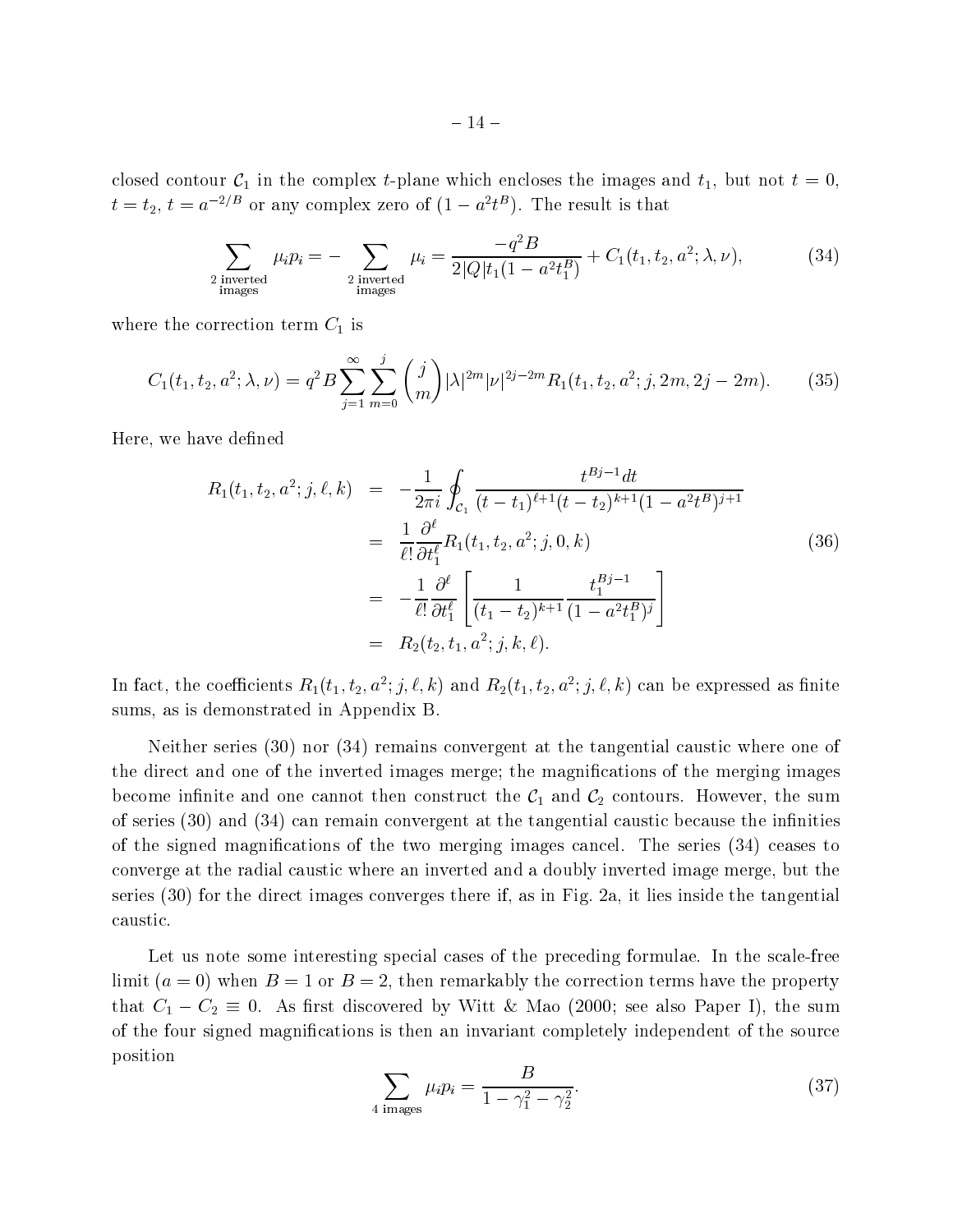closed contour $\mathcal{C}_1$ in the complex $t$-plane which encloses the images and $t_1$, but not $t = 0$, $t = t_2$, $t = a^{-2/B}$ or any complex zero of $(1 - a^2 t^B)$. The result is that

$$\sum_{\substack{2 \text{ inverted} \\ \text{images}}} \mu_i p_i = - \sum_{\substack{2 \text{ inverted} \\ \text{images}}} \mu_i = \frac{-q^2 B}{2|Q| t_1 (1 - a^2 t_1^B)} + C_1(t_1, t_2, a^2; \lambda, \nu), \tag{34}$$

where the correction term $C_1$ is

$$C_1(t_1, t_2, a^2; \lambda, \nu) = q^2 B \sum_{j=1}^{\infty} \sum_{m=0}^{j} \binom{j}{m} |\lambda|^{2m} |\nu|^{2j-2m} R_1(t_1, t_2, a^2; j, 2m, 2j - 2m). \tag{35}$$

Here, we have defined

$$\begin{aligned} R_1(t_1, t_2, a^2; j, \ell, k) &= -\frac{1}{2\pi i} \oint_{\mathcal{C}_1} \frac{t^{Bj-1} dt}{(t - t_1)^{\ell+1} (t - t_2)^{k+1} (1 - a^2 t^B)^{j+1}} \\ &= \frac{1}{\ell!} \frac{\partial^\ell}{\partial t_1^\ell} R_1(t_1, t_2, a^2; j, 0, k) \\ &= -\frac{1}{\ell!} \frac{\partial^\ell}{\partial t_1^\ell} \left[ \frac{1}{(t_1 - t_2)^{k+1}} \frac{t_1^{Bj-1}}{(1 - a^2 t_1^B)^j} \right] \\ &= R_2(t_2, t_1, a^2; j, k, \ell). \end{aligned} \tag{36}$$

In fact, the coefficients $R_1(t_1, t_2, a^2; j, \ell, k)$ and $R_2(t_1, t_2, a^2; j, \ell, k)$ can be expressed as finite sums, as is demonstrated in Appendix B.

Neither series (30) nor (34) remains convergent at the tangential caustic where one of the direct and one of the inverted images merge; the magnifications of the merging images become infinite and one cannot then construct the $\mathcal{C}_1$ and $\mathcal{C}_2$ contours. However, the sum of series (30) and (34) can remain convergent at the tangential caustic because the infinities of the signed magnifications of the two merging images cancel. The series (34) ceases to converge at the radial caustic where an inverted and a doubly inverted image merge, but the series (30) for the direct images converges there if, as in Fig. 2a, it lies inside the tangential caustic.

Let us note some interesting special cases of the preceding formulae. In the scale-free limit ($a = 0$) when $B = 1$ or $B = 2$, then remarkably the correction terms have the property that $C_1 - C_2 \equiv 0$. As first discovered by Witt & Mao (2000; see also Paper I), the sum of the four signed magnifications is then an invariant completely independent of the source position

$$\sum_{4 \text{ images}} \mu_i p_i = \frac{B}{1 - \gamma_1^2 - \gamma_2^2}. \tag{37}$$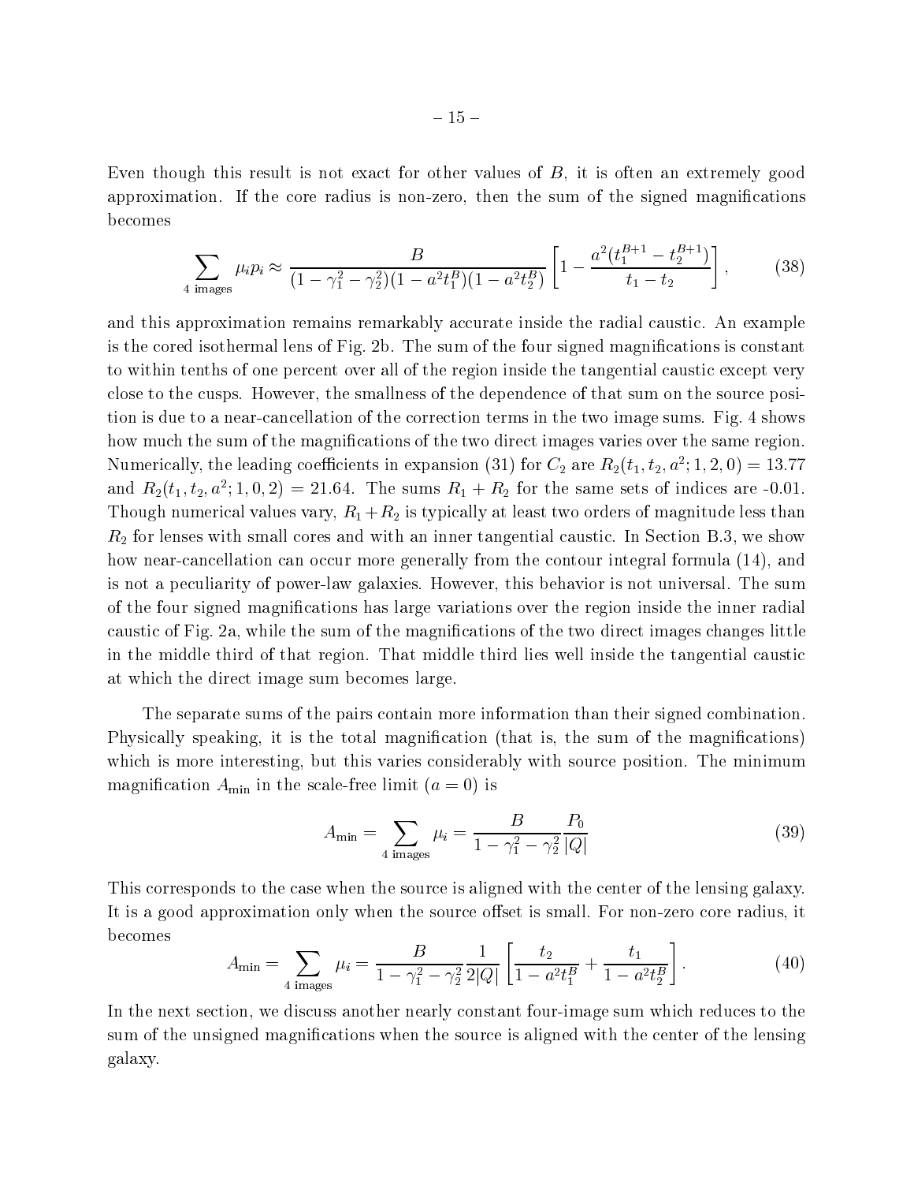Even though this result is not exact for other values of $B$, it is often an extremely good approximation. If the core radius is non-zero, then the sum of the signed magnifications becomes

$$\sum_{4 \text{ images}} \mu_i p_i \approx \frac{B}{(1-\gamma_1^2-\gamma_2^2)(1-a^2 t_1^B)(1-a^2 t_2^B)} \left[1 - \frac{a^2(t_1^{B+1}-t_2^{B+1})}{t_1 - t_2}\right], \tag{38}$$

and this approximation remains remarkably accurate inside the radial caustic. An example is the cored isothermal lens of Fig. 2b. The sum of the four signed magnifications is constant to within tenths of one percent over all of the region inside the tangential caustic except very close to the cusps. However, the smallness of the dependence of that sum on the source position is due to a near-cancellation of the correction terms in the two image sums. Fig. 4 shows how much the sum of the magnifications of the two direct images varies over the same region. Numerically, the leading coefficients in expansion (31) for $C_2$ are $R_2(t_1, t_2, a^2; 1, 2, 0) = 13.77$ and $R_2(t_1, t_2, a^2; 1, 0, 2) = 21.64$. The sums $R_1 + R_2$ for the same sets of indices are -0.01. Though numerical values vary, $R_1 + R_2$ is typically at least two orders of magnitude less than $R_2$ for lenses with small cores and with an inner tangential caustic. In Section B.3, we show how near-cancellation can occur more generally from the contour integral formula (14), and is not a peculiarity of power-law galaxies. However, this behavior is not universal. The sum of the four signed magnifications has large variations over the region inside the inner radial caustic of Fig. 2a, while the sum of the magnifications of the two direct images changes little in the middle third of that region. That middle third lies well inside the tangential caustic at which the direct image sum becomes large.

The separate sums of the pairs contain more information than their signed combination. Physically speaking, it is the total magnification (that is, the sum of the magnifications) which is more interesting, but this varies considerably with source position. The minimum magnification $A_{\min}$ in the scale-free limit ($a = 0$) is

$$A_{\min} = \sum_{4 \text{ images}} \mu_i = \frac{B}{1-\gamma_1^2-\gamma_2^2} \frac{P_0}{|Q|} \tag{39}$$

This corresponds to the case when the source is aligned with the center of the lensing galaxy. It is a good approximation only when the source offset is small. For non-zero core radius, it becomes

$$A_{\min} = \sum_{4 \text{ images}} \mu_i = \frac{B}{1-\gamma_1^2-\gamma_2^2} \frac{1}{2|Q|} \left[\frac{t_2}{1-a^2 t_1^B} + \frac{t_1}{1-a^2 t_2^B}\right]. \tag{40}$$

In the next section, we discuss another nearly constant four-image sum which reduces to the sum of the unsigned magnifications when the source is aligned with the center of the lensing galaxy.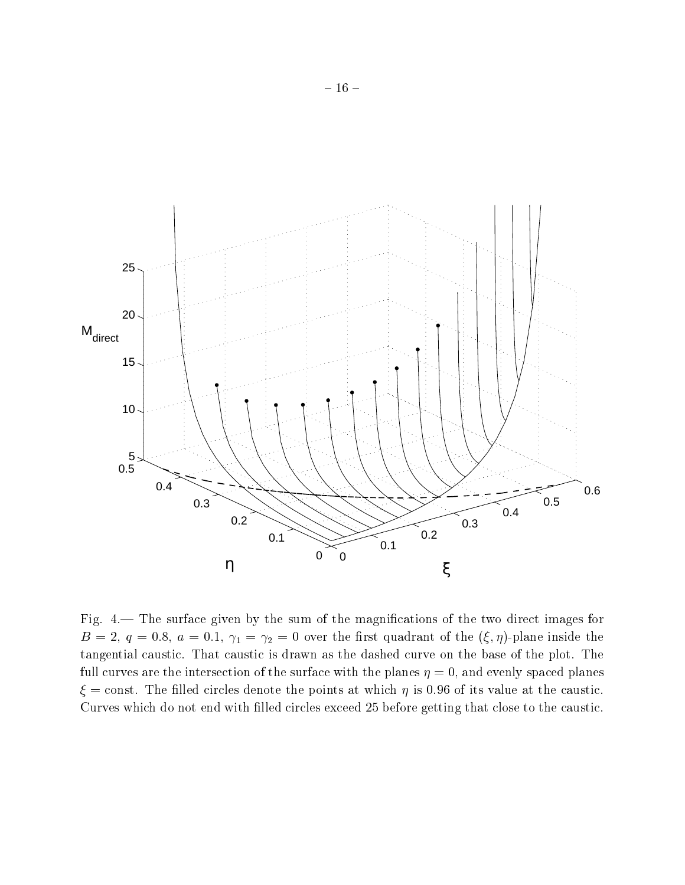Fig. 4.— The surface given by the sum of the magnifications of the two direct images for $B = 2$, $q = 0.8$, $a = 0.1$, $\gamma_1 = \gamma_2 = 0$ over the first quadrant of the $(\xi, \eta)$-plane inside the tangential caustic. That caustic is drawn as the dashed curve on the base of the plot. The full curves are the intersection of the surface with the planes $\eta = 0$, and evenly spaced planes $\xi = \text{const}$. The filled circles denote the points at which $\eta$ is 0.96 of its value at the caustic. Curves which do not end with filled circles exceed 25 before getting that close to the caustic.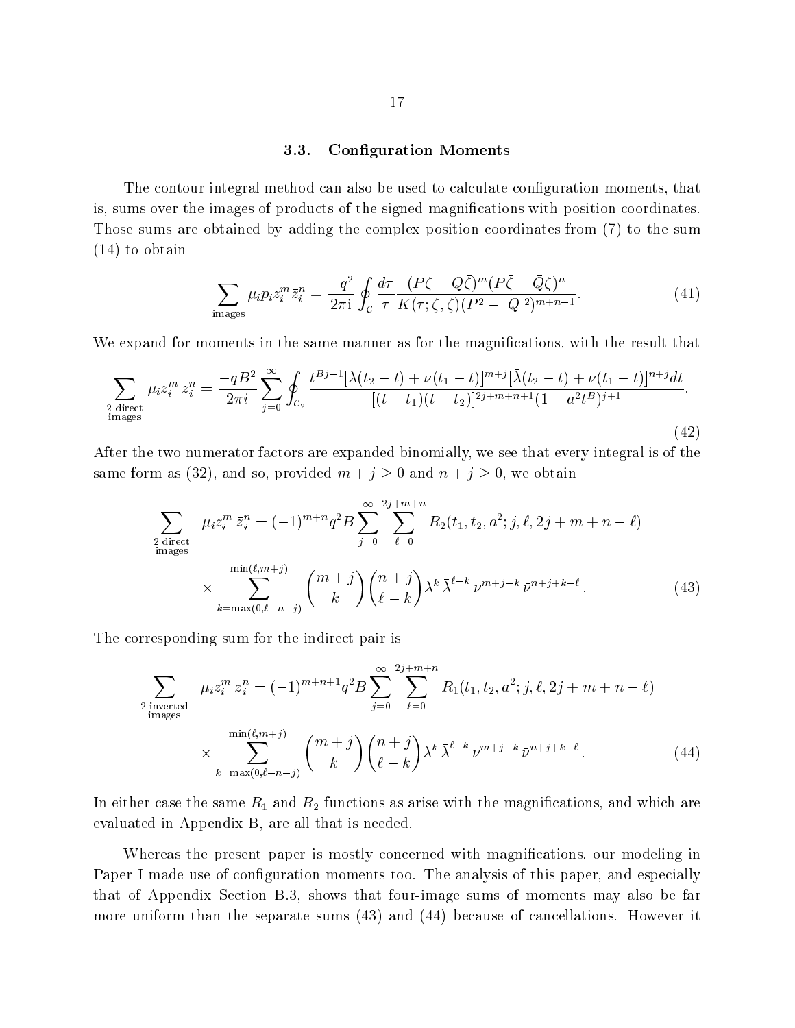### 3.3. Configuration Moments

The contour integral method can also be used to calculate configuration moments, that is, sums over the images of products of the signed magnifications with position coordinates. Those sums are obtained by adding the complex position coordinates from (7) to the sum (14) to obtain

$$\sum_{\text{images}} \mu_i p_i z_i^m \, \bar{z}_i^n = \frac{-q^2}{2\pi \mathrm{i}} \oint_{\mathcal{C}} \frac{d\tau}{\tau} \frac{(P\zeta - Q\bar{\zeta})^m (P\bar{\zeta} - \bar{Q}\zeta)^n}{K(\tau; \zeta, \bar{\zeta})(P^2 - |Q|^2)^{m+n-1}}. \tag{41}$$

We expand for moments in the same manner as for the magnifications, with the result that

$$\sum_{\substack{\text{2 direct} \\ \text{images}}} \mu_i z_i^m \, \bar{z}_i^n = \frac{-qB^2}{2\pi i} \sum_{j=0}^{\infty} \oint_{\mathcal{C}_2} \frac{t^{Bj-1}[\lambda(t_2 - t) + \nu(t_1 - t)]^{m+j}[\bar{\lambda}(t_2 - t) + \bar{\nu}(t_1 - t)]^{n+j} dt}{[(t - t_1)(t - t_2)]^{2j+m+n+1}(1 - a^2 t^B)^{j+1}}. \tag{42}$$

After the two numerator factors are expanded binomially, we see that every integral is of the same form as (32), and so, provided $m + j \geq 0$ and $n + j \geq 0$, we obtain

$$\sum_{\substack{\text{2 direct} \\ \text{images}}} \mu_i z_i^m \, \bar{z}_i^n = (-1)^{m+n} q^2 B \sum_{j=0}^{\infty} \sum_{\ell=0}^{2j+m+n} R_2(t_1, t_2, a^2; j, \ell, 2j + m + n - \ell)$$
$$\times \sum_{k=\max(0, \ell-n-j)}^{\min(\ell, m+j)} \binom{m+j}{k} \binom{n+j}{\ell - k} \lambda^k \, \bar{\lambda}^{\ell-k} \, \nu^{m+j-k} \, \bar{\nu}^{n+j+k-\ell}. \tag{43}$$

The corresponding sum for the indirect pair is

$$\sum_{\substack{\text{2 inverted} \\ \text{images}}} \mu_i z_i^m \, \bar{z}_i^n = (-1)^{m+n+1} q^2 B \sum_{j=0}^{\infty} \sum_{\ell=0}^{2j+m+n} R_1(t_1, t_2, a^2; j, \ell, 2j + m + n - \ell)$$
$$\times \sum_{k=\max(0, \ell-n-j)}^{\min(\ell, m+j)} \binom{m+j}{k} \binom{n+j}{\ell - k} \lambda^k \, \bar{\lambda}^{\ell-k} \, \nu^{m+j-k} \, \bar{\nu}^{n+j+k-\ell}. \tag{44}$$

In either case the same $R_1$ and $R_2$ functions as arise with the magnifications, and which are evaluated in Appendix B, are all that is needed.

Whereas the present paper is mostly concerned with magnifications, our modeling in Paper I made use of configuration moments too. The analysis of this paper, and especially that of Appendix Section B.3, shows that four-image sums of moments may also be far more uniform than the separate sums (43) and (44) because of cancellations. However it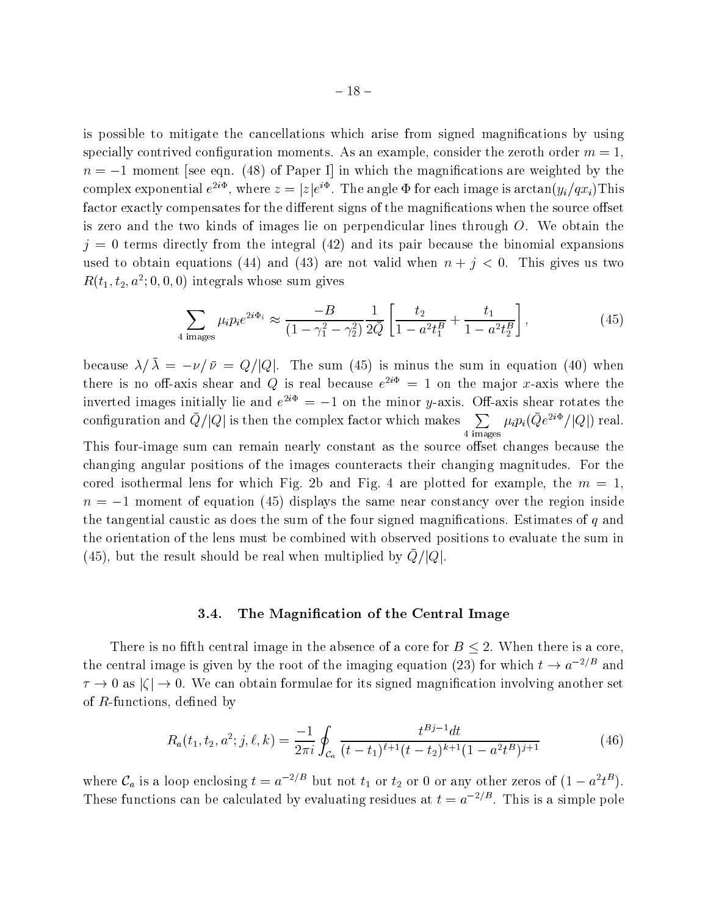is possible to mitigate the cancellations which arise from signed magnifications by using specially contrived configuration moments. As an example, consider the zeroth order $m = 1$, $n = -1$ moment [see eqn. (48) of Paper I] in which the magnifications are weighted by the complex exponential $e^{2i\Phi}$, where $z = |z|e^{i\Phi}$. The angle $\Phi$ for each image is $\arctan(y_i/qx_i)$This factor exactly compensates for the different signs of the magnifications when the source offset is zero and the two kinds of images lie on perpendicular lines through $O$. We obtain the $j = 0$ terms directly from the integral (42) and its pair because the binomial expansions used to obtain equations (44) and (43) are not valid when $n + j < 0$. This gives us two $R(t_1, t_2, a^2; 0, 0, 0)$ integrals whose sum gives

$$\sum_{4 \text{ images}} \mu_i p_i e^{2i\Phi_i} \approx \frac{-B}{(1 - \gamma_1^2 - \gamma_2^2)} \frac{1}{2\bar{Q}} \left[ \frac{t_2}{1 - a^2 t_1^B} + \frac{t_1}{1 - a^2 t_2^B} \right], \tag{45}$$

because $\lambda/\bar{\lambda} = -\nu/\bar{\nu} = Q/|Q|$. The sum (45) is minus the sum in equation (40) when there is no off-axis shear and $Q$ is real because $e^{2i\Phi} = 1$ on the major $x$-axis where the inverted images initially lie and $e^{2i\Phi} = -1$ on the minor $y$-axis. Off-axis shear rotates the configuration and $\bar{Q}/|Q|$ is then the complex factor which makes $\sum_{4 \text{ images}} \mu_i p_i (\bar{Q} e^{2i\Phi}/|Q|)$ real. This four-image sum can remain nearly constant as the source offset changes because the changing angular positions of the images counteracts their changing magnitudes. For the cored isothermal lens for which Fig. 2b and Fig. 4 are plotted for example, the $m = 1$, $n = -1$ moment of equation (45) displays the same near constancy over the region inside the tangential caustic as does the sum of the four signed magnifications. Estimates of $q$ and the orientation of the lens must be combined with observed positions to evaluate the sum in (45), but the result should be real when multiplied by $\bar{Q}/|Q|$.

### 3.4. The Magnification of the Central Image

There is no fifth central image in the absence of a core for $B \leq 2$. When there is a core, the central image is given by the root of the imaging equation (23) for which $t \to a^{-2/B}$ and $\tau \to 0$ as $|\zeta| \to 0$. We can obtain formulae for its signed magnification involving another set of $R$-functions, defined by

$$R_a(t_1, t_2, a^2; j, \ell, k) = \frac{-1}{2\pi i} \oint_{\mathcal{C}_a} \frac{t^{Bj-1} dt}{(t - t_1)^{\ell+1} (t - t_2)^{k+1} (1 - a^2 t^B)^{j+1}} \tag{46}$$

where $\mathcal{C}_a$ is a loop enclosing $t = a^{-2/B}$ but not $t_1$ or $t_2$ or 0 or any other zeros of $(1 - a^2 t^B)$. These functions can be calculated by evaluating residues at $t = a^{-2/B}$. This is a simple pole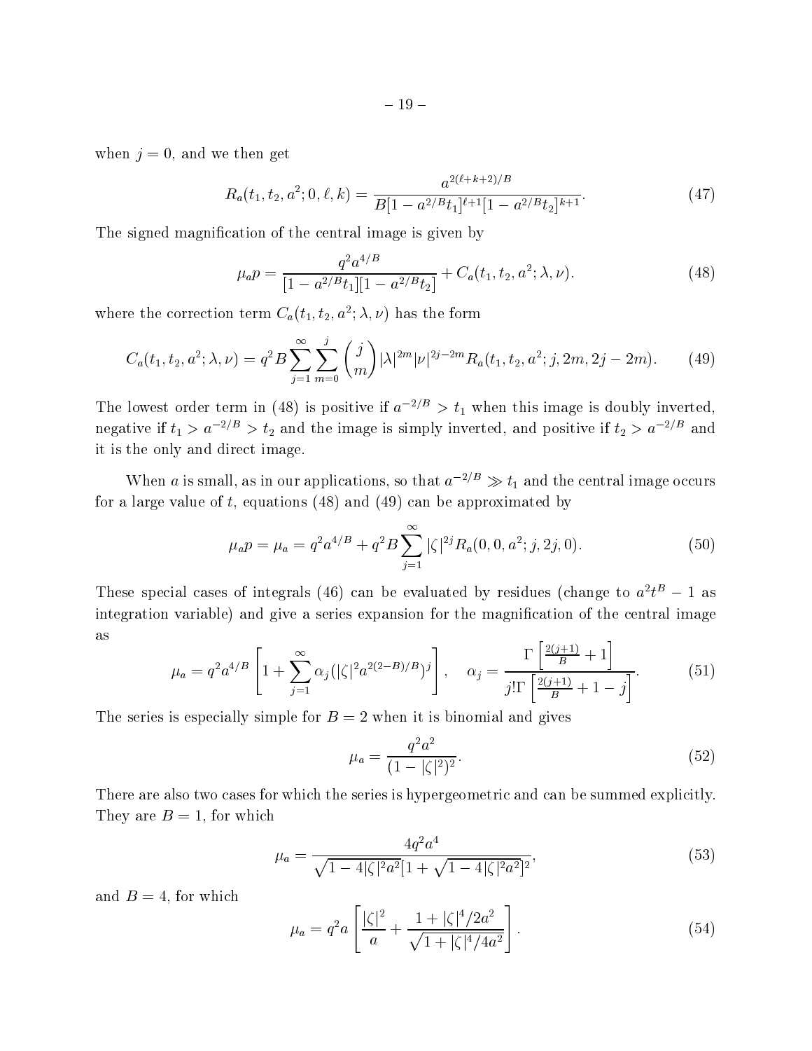when $j = 0$, and we then get

$$R_a(t_1, t_2, a^2; 0, \ell, k) = \frac{a^{2(\ell+k+2)/B}}{B[1 - a^{2/B}t_1]^{\ell+1}[1 - a^{2/B}t_2]^{k+1}}. \tag{47}$$

The signed magnification of the central image is given by

$$\mu_a p = \frac{q^2 a^{4/B}}{[1 - a^{2/B}t_1][1 - a^{2/B}t_2]} + C_a(t_1, t_2, a^2; \lambda, \nu). \tag{48}$$

where the correction term $C_a(t_1, t_2, a^2; \lambda, \nu)$ has the form

$$C_a(t_1, t_2, a^2; \lambda, \nu) = q^2 B \sum_{j=1}^{\infty} \sum_{m=0}^{j} \binom{j}{m} |\lambda|^{2m} |\nu|^{2j-2m} R_a(t_1, t_2, a^2; j, 2m, 2j - 2m). \tag{49}$$

The lowest order term in (48) is positive if $a^{-2/B} > t_1$ when this image is doubly inverted, negative if $t_1 > a^{-2/B} > t_2$ and the image is simply inverted, and positive if $t_2 > a^{-2/B}$ and it is the only and direct image.

When $a$ is small, as in our applications, so that $a^{-2/B} \gg t_1$ and the central image occurs for a large value of $t$, equations (48) and (49) can be approximated by

$$\mu_a p = \mu_a = q^2 a^{4/B} + q^2 B \sum_{j=1}^{\infty} |\zeta|^{2j} R_a(0, 0, a^2; j, 2j, 0). \tag{50}$$

These special cases of integrals (46) can be evaluated by residues (change to $a^2 t^B - 1$ as integration variable) and give a series expansion for the magnification of the central image as

$$\mu_a = q^2 a^{4/B} \left[ 1 + \sum_{j=1}^{\infty} \alpha_j (|\zeta|^2 a^{2(2-B)/B})^j \right], \quad \alpha_j = \frac{\Gamma\left[\frac{2(j+1)}{B} + 1\right]}{j!\Gamma\left[\frac{2(j+1)}{B} + 1 - j\right]}. \tag{51}$$

The series is especially simple for $B = 2$ when it is binomial and gives

$$\mu_a = \frac{q^2 a^2}{(1 - |\zeta|^2)^2}. \tag{52}$$

There are also two cases for which the series is hypergeometric and can be summed explicitly. They are $B = 1$, for which

$$\mu_a = \frac{4 q^2 a^4}{\sqrt{1 - 4|\zeta|^2 a^2}[1 + \sqrt{1 - 4|\zeta|^2 a^2}]^2}, \tag{53}$$

and $B = 4$, for which

$$\mu_a = q^2 a \left[ \frac{|\zeta|^2}{a} + \frac{1 + |\zeta|^4 / 2a^2}{\sqrt{1 + |\zeta|^4 / 4a^2}} \right]. \tag{54}$$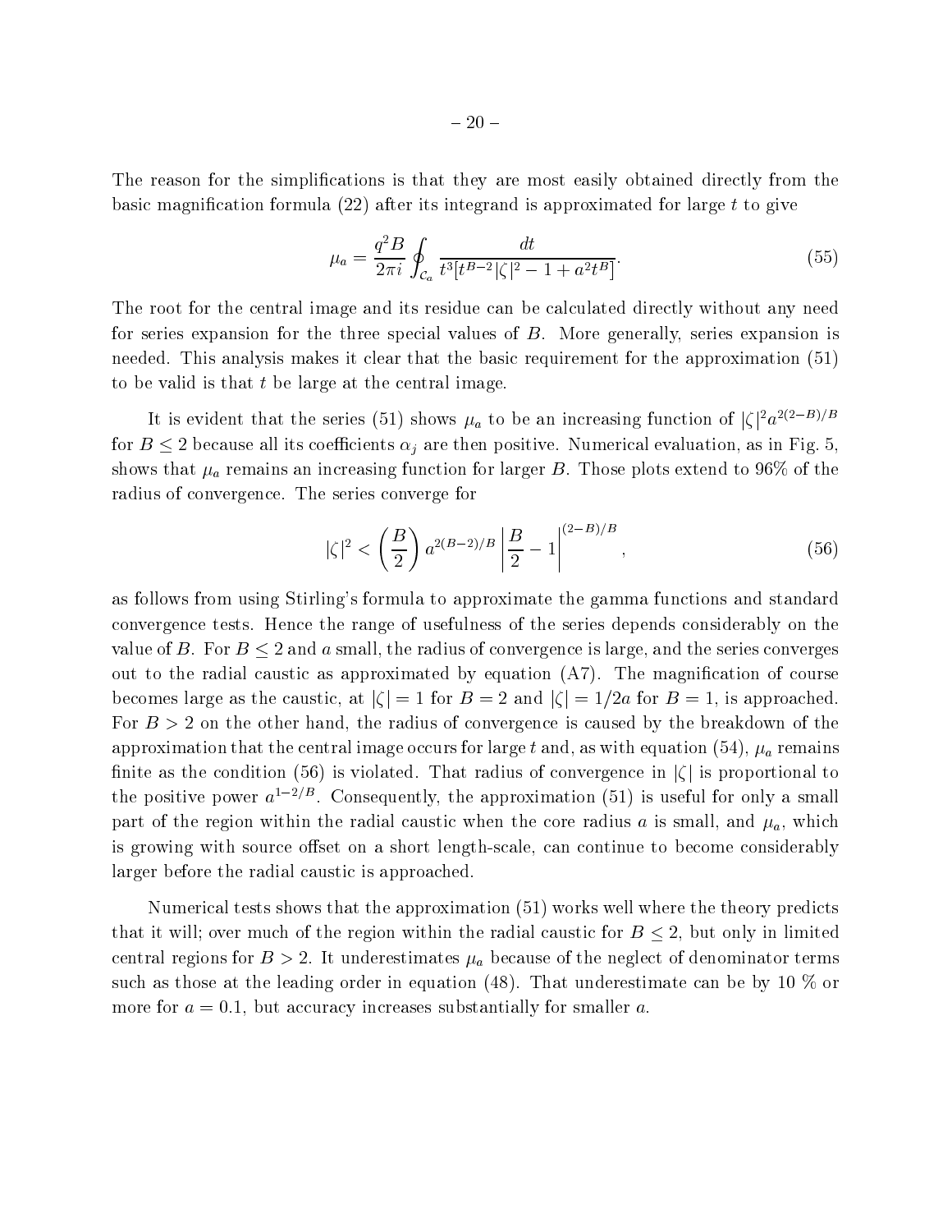The reason for the simplifications is that they are most easily obtained directly from the basic magnification formula (22) after its integrand is approximated for large $t$ to give

$$\mu_a = \frac{q^2 B}{2\pi i} \oint_{\mathcal{C}_a} \frac{dt}{t^3 [t^{B-2} |\zeta|^2 - 1 + a^2 t^B]}. \tag{55}$$

The root for the central image and its residue can be calculated directly without any need for series expansion for the three special values of $B$. More generally, series expansion is needed. This analysis makes it clear that the basic requirement for the approximation (51) to be valid is that $t$ be large at the central image.

It is evident that the series (51) shows $\mu_a$ to be an increasing function of $|\zeta|^2 a^{2(2-B)/B}$ for $B \leq 2$ because all its coefficients $\alpha_j$ are then positive. Numerical evaluation, as in Fig. 5, shows that $\mu_a$ remains an increasing function for larger $B$. Those plots extend to 96% of the radius of convergence. The series converge for

$$|\zeta|^2 < \left(\frac{B}{2}\right) a^{2(B-2)/B} \left| \frac{B}{2} - 1 \right|^{(2-B)/B}, \tag{56}$$

as follows from using Stirling's formula to approximate the gamma functions and standard convergence tests. Hence the range of usefulness of the series depends considerably on the value of $B$. For $B \leq 2$ and $a$ small, the radius of convergence is large, and the series converges out to the radial caustic as approximated by equation (A7). The magnification of course becomes large as the caustic, at $|\zeta| = 1$ for $B = 2$ and $|\zeta| = 1/2a$ for $B = 1$, is approached. For $B > 2$ on the other hand, the radius of convergence is caused by the breakdown of the approximation that the central image occurs for large $t$ and, as with equation (54), $\mu_a$ remains finite as the condition (56) is violated. That radius of convergence in $|\zeta|$ is proportional to the positive power $a^{1-2/B}$. Consequently, the approximation (51) is useful for only a small part of the region within the radial caustic when the core radius $a$ is small, and $\mu_a$, which is growing with source offset on a short length-scale, can continue to become considerably larger before the radial caustic is approached.

Numerical tests shows that the approximation (51) works well where the theory predicts that it will; over much of the region within the radial caustic for $B \leq 2$, but only in limited central regions for $B > 2$. It underestimates $\mu_a$ because of the neglect of denominator terms such as those at the leading order in equation (48). That underestimate can be by 10 % or more for $a = 0.1$, but accuracy increases substantially for smaller $a$.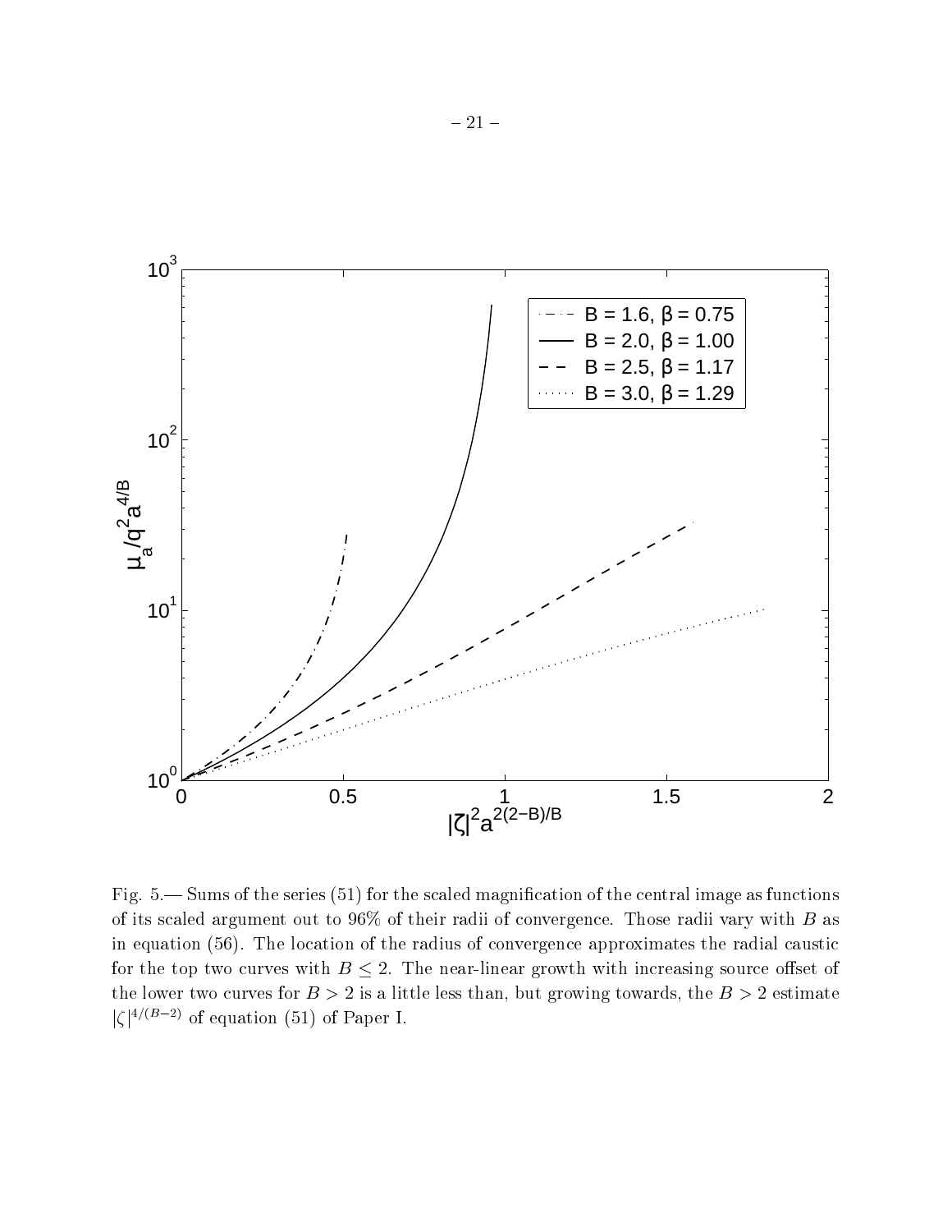Fig. 5.— Sums of the series (51) for the scaled magnification of the central image as functions of its scaled argument out to 96% of their radii of convergence. Those radii vary with $B$ as in equation (56). The location of the radius of convergence approximates the radial caustic for the top two curves with $B \leq 2$. The near-linear growth with increasing source offset of the lower two curves for $B > 2$ is a little less than, but growing towards, the $B > 2$ estimate $|\zeta|^{4/(B-2)}$ of equation (51) of Paper I.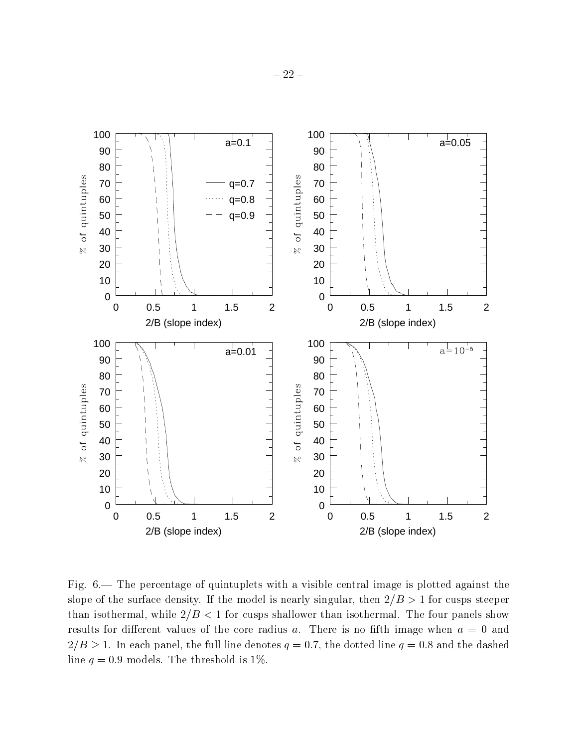Fig. 6.— The percentage of quintuplets with a visible central image is plotted against the slope of the surface density. If the model is nearly singular, then $2/B > 1$ for cusps steeper than isothermal, while $2/B < 1$ for cusps shallower than isothermal. The four panels show results for different values of the core radius $a$. There is no fifth image when $a = 0$ and $2/B \geq 1$. In each panel, the full line denotes $q = 0.7$, the dotted line $q = 0.8$ and the dashed line $q = 0.9$ models. The threshold is 1%.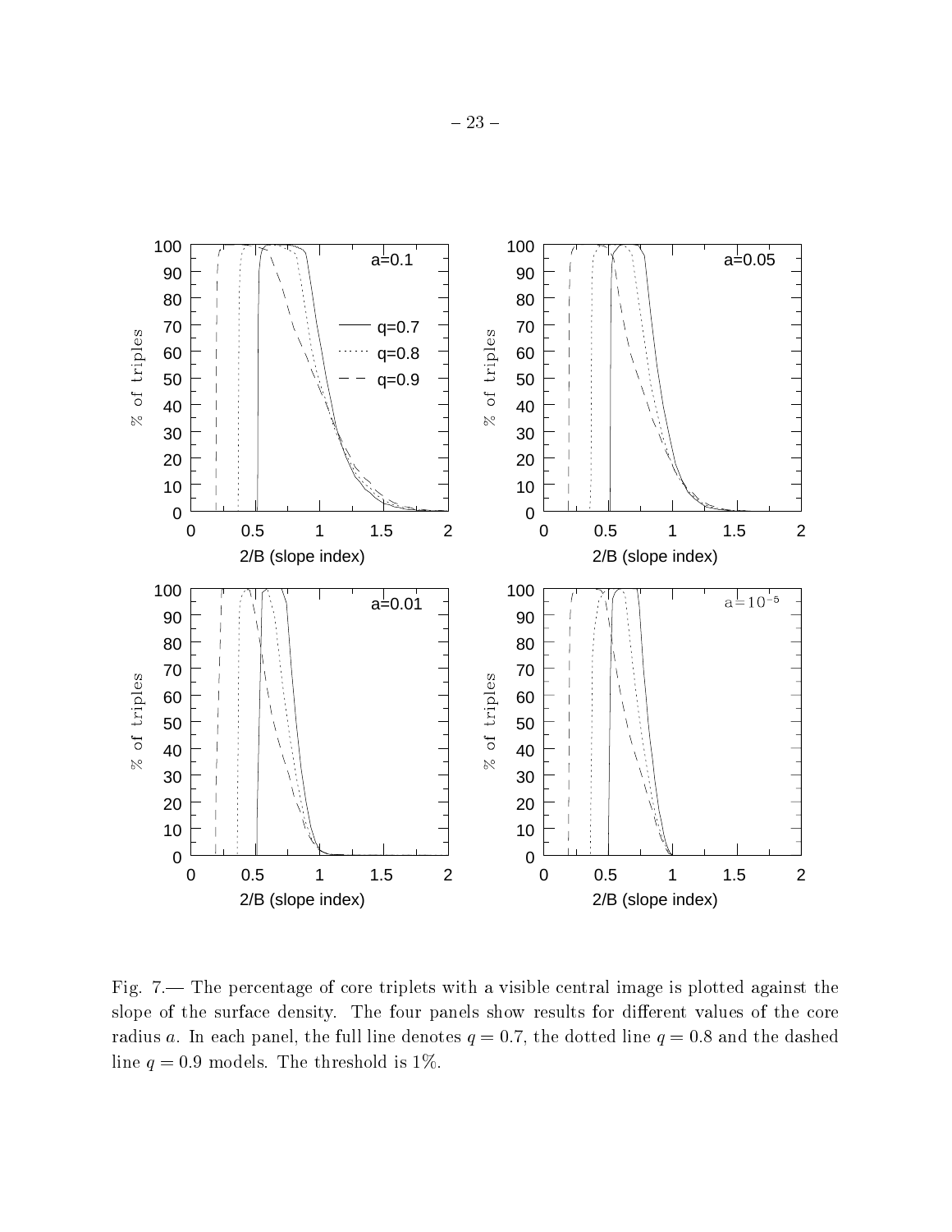Fig. 7.— The percentage of core triplets with a visible central image is plotted against the slope of the surface density. The four panels show results for different values of the core radius $a$. In each panel, the full line denotes $q = 0.7$, the dotted line $q = 0.8$ and the dashed line $q = 0.9$ models. The threshold is 1%.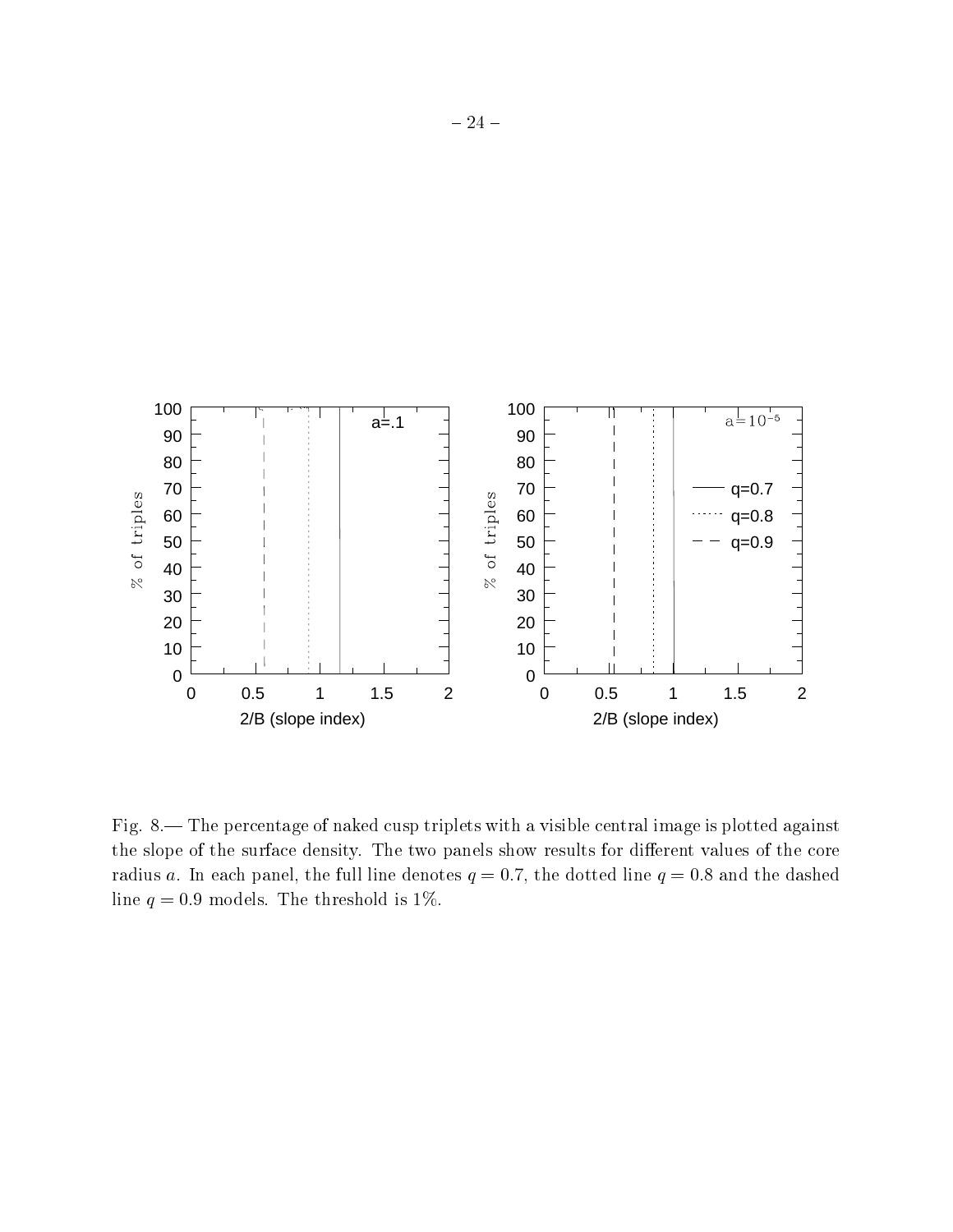Fig. 8.— The percentage of naked cusp triplets with a visible central image is plotted against the slope of the surface density. The two panels show results for different values of the core radius $a$. In each panel, the full line denotes $q = 0.7$, the dotted line $q = 0.8$ and the dashed line $q = 0.9$ models. The threshold is 1%.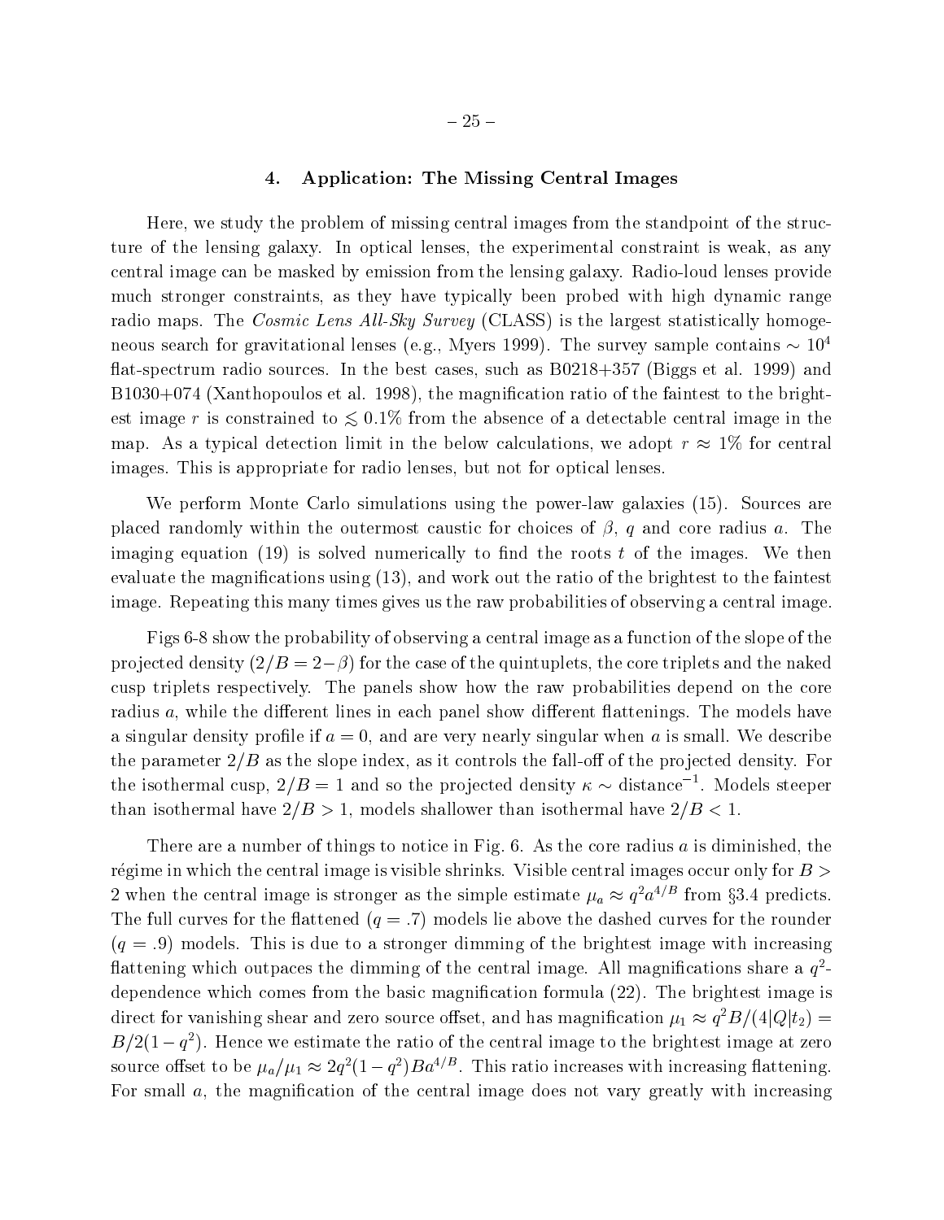## 4. Application: The Missing Central Images

Here, we study the problem of missing central images from the standpoint of the structure of the lensing galaxy. In optical lenses, the experimental constraint is weak, as any central image can be masked by emission from the lensing galaxy. Radio-loud lenses provide much stronger constraints, as they have typically been probed with high dynamic range radio maps. The *Cosmic Lens All-Sky Survey* (CLASS) is the largest statistically homogeneous search for gravitational lenses (e.g., Myers 1999). The survey sample contains $\sim 10^4$ flat-spectrum radio sources. In the best cases, such as B0218+357 (Biggs et al. 1999) and B1030+074 (Xanthopoulos et al. 1998), the magnification ratio of the faintest to the brightest image $r$ is constrained to $\lesssim 0.1\%$ from the absence of a detectable central image in the map. As a typical detection limit in the below calculations, we adopt $r \approx 1\%$ for central images. This is appropriate for radio lenses, but not for optical lenses.

We perform Monte Carlo simulations using the power-law galaxies (15). Sources are placed randomly within the outermost caustic for choices of $\beta$, $q$ and core radius $a$. The imaging equation (19) is solved numerically to find the roots $t$ of the images. We then evaluate the magnifications using (13), and work out the ratio of the brightest to the faintest image. Repeating this many times gives us the raw probabilities of observing a central image.

Figs 6-8 show the probability of observing a central image as a function of the slope of the projected density ($2/B = 2-\beta$) for the case of the quintuplets, the core triplets and the naked cusp triplets respectively. The panels show how the raw probabilities depend on the core radius $a$, while the different lines in each panel show different flattenings. The models have a singular density profile if $a = 0$, and are very nearly singular when $a$ is small. We describe the parameter $2/B$ as the slope index, as it controls the fall-off of the projected density. For the isothermal cusp, $2/B = 1$ and so the projected density $\kappa \sim \text{distance}^{-1}$. Models steeper than isothermal have $2/B > 1$, models shallower than isothermal have $2/B < 1$.

There are a number of things to notice in Fig. 6. As the core radius $a$ is diminished, the régime in which the central image is visible shrinks. Visible central images occur only for $B > 2$ when the central image is stronger as the simple estimate $\mu_a \approx q^2 a^{4/B}$ from §3.4 predicts. The full curves for the flattened ($q = .7$) models lie above the dashed curves for the rounder ($q = .9$) models. This is due to a stronger dimming of the brightest image with increasing flattening which outpaces the dimming of the central image. All magnifications share a $q^2$-dependence which comes from the basic magnification formula (22). The brightest image is direct for vanishing shear and zero source offset, and has magnification $\mu_1 \approx q^2 B/(4|Q|t_2) = B/2(1-q^2)$. Hence we estimate the ratio of the central image to the brightest image at zero source offset to be $\mu_a/\mu_1 \approx 2q^2(1-q^2)Ba^{4/B}$. This ratio increases with increasing flattening. For small $a$, the magnification of the central image does not vary greatly with increasing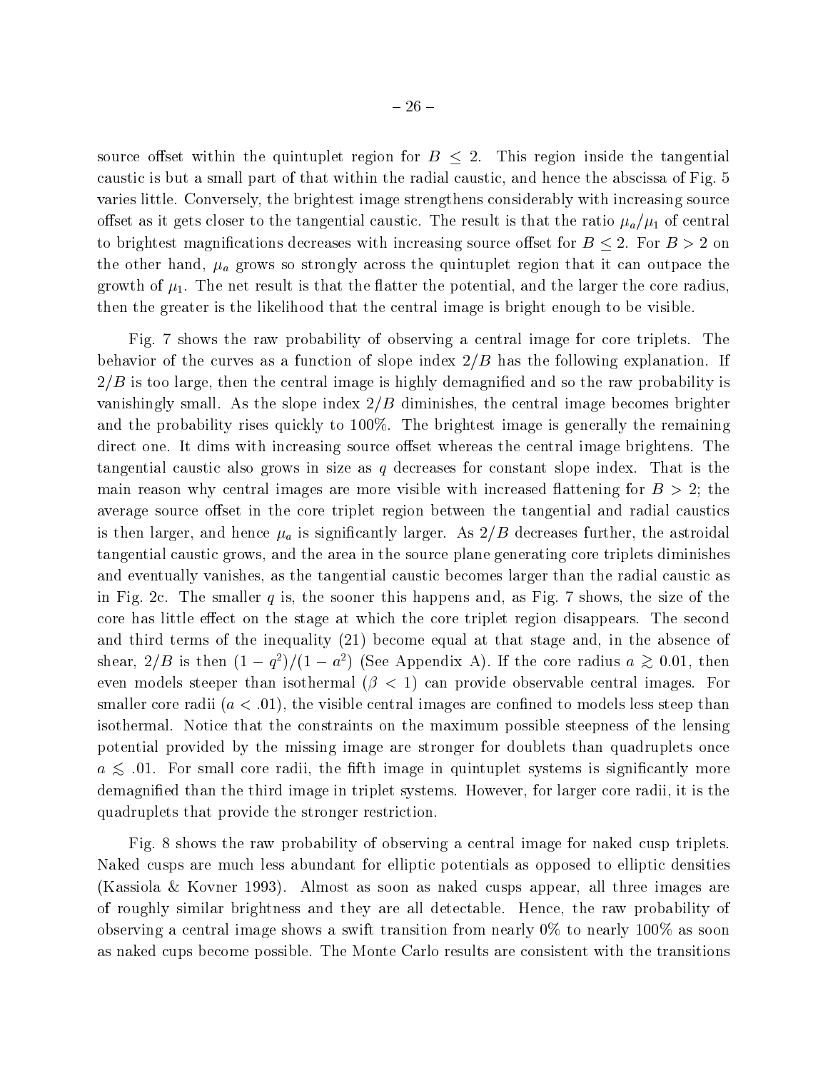source offset within the quintuplet region for $B \leq 2$. This region inside the tangential caustic is but a small part of that within the radial caustic, and hence the abscissa of Fig. 5 varies little. Conversely, the brightest image strengthens considerably with increasing source offset as it gets closer to the tangential caustic. The result is that the ratio $\mu_a/\mu_1$ of central to brightest magnifications decreases with increasing source offset for $B \leq 2$. For $B > 2$ on the other hand, $\mu_a$ grows so strongly across the quintuplet region that it can outpace the growth of $\mu_1$. The net result is that the flatter the potential, and the larger the core radius, then the greater is the likelihood that the central image is bright enough to be visible.

Fig. 7 shows the raw probability of observing a central image for core triplets. The behavior of the curves as a function of slope index $2/B$ has the following explanation. If $2/B$ is too large, then the central image is highly demagnified and so the raw probability is vanishingly small. As the slope index $2/B$ diminishes, the central image becomes brighter and the probability rises quickly to 100%. The brightest image is generally the remaining direct one. It dims with increasing source offset whereas the central image brightens. The tangential caustic also grows in size as $q$ decreases for constant slope index. That is the main reason why central images are more visible with increased flattening for $B > 2$; the average source offset in the core triplet region between the tangential and radial caustics is then larger, and hence $\mu_a$ is significantly larger. As $2/B$ decreases further, the astroidal tangential caustic grows, and the area in the source plane generating core triplets diminishes and eventually vanishes, as the tangential caustic becomes larger than the radial caustic as in Fig. 2c. The smaller $q$ is, the sooner this happens and, as Fig. 7 shows, the size of the core has little effect on the stage at which the core triplet region disappears. The second and third terms of the inequality (21) become equal at that stage and, in the absence of shear, $2/B$ is then $(1-q^2)/(1-a^2)$ (See Appendix A). If the core radius $a \gtrsim 0.01$, then even models steeper than isothermal ($\beta < 1$) can provide observable central images. For smaller core radii ($a < .01$), the visible central images are confined to models less steep than isothermal. Notice that the constraints on the maximum possible steepness of the lensing potential provided by the missing image are stronger for doublets than quadruplets once $a \lesssim .01$. For small core radii, the fifth image in quintuplet systems is significantly more demagnified than the third image in triplet systems. However, for larger core radii, it is the quadruplets that provide the stronger restriction.

Fig. 8 shows the raw probability of observing a central image for naked cusp triplets. Naked cusps are much less abundant for elliptic potentials as opposed to elliptic densities (Kassiola & Kovner 1993). Almost as soon as naked cusps appear, all three images are of roughly similar brightness and they are all detectable. Hence, the raw probability of observing a central image shows a swift transition from nearly 0% to nearly 100% as soon as naked cups become possible. The Monte Carlo results are consistent with the transitions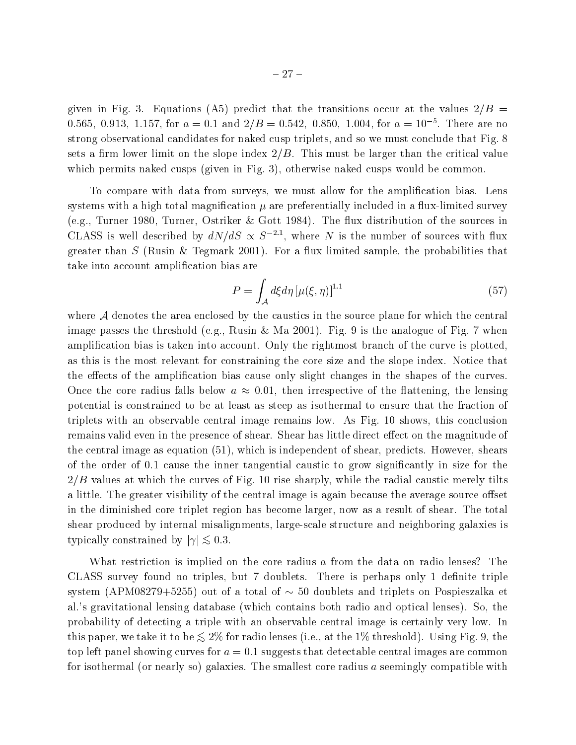given in Fig. 3. Equations (A5) predict that the transitions occur at the values $2/B = 0.565,\ 0.913,\ 1.157$, for $a = 0.1$ and $2/B = 0.542,\ 0.850,\ 1.004$, for $a = 10^{-5}$. There are no strong observational candidates for naked cusp triplets, and so we must conclude that Fig. 8 sets a firm lower limit on the slope index $2/B$. This must be larger than the critical value which permits naked cusps (given in Fig. 3), otherwise naked cusps would be common.

To compare with data from surveys, we must allow for the amplification bias. Lens systems with a high total magnification $\mu$ are preferentially included in a flux-limited survey (e.g., Turner 1980, Turner, Ostriker & Gott 1984). The flux distribution of the sources in CLASS is well described by $dN/dS \propto S^{-2.1}$, where $N$ is the number of sources with flux greater than $S$ (Rusin & Tegmark 2001). For a flux limited sample, the probabilities that take into account amplification bias are

$$P = \int_{\mathcal{A}} d\xi d\eta \, [\mu(\xi, \eta)]^{1.1} \tag{57}$$

where $\mathcal{A}$ denotes the area enclosed by the caustics in the source plane for which the central image passes the threshold (e.g., Rusin & Ma 2001). Fig. 9 is the analogue of Fig. 7 when amplification bias is taken into account. Only the rightmost branch of the curve is plotted, as this is the most relevant for constraining the core size and the slope index. Notice that the effects of the amplification bias cause only slight changes in the shapes of the curves. Once the core radius falls below $a \approx 0.01$, then irrespective of the flattening, the lensing potential is constrained to be at least as steep as isothermal to ensure that the fraction of triplets with an observable central image remains low. As Fig. 10 shows, this conclusion remains valid even in the presence of shear. Shear has little direct effect on the magnitude of the central image as equation (51), which is independent of shear, predicts. However, shears of the order of 0.1 cause the inner tangential caustic to grow significantly in size for the $2/B$ values at which the curves of Fig. 10 rise sharply, while the radial caustic merely tilts a little. The greater visibility of the central image is again because the average source offset in the diminished core triplet region has become larger, now as a result of shear. The total shear produced by internal misalignments, large-scale structure and neighboring galaxies is typically constrained by $|\gamma| \lesssim 0.3$.

What restriction is implied on the core radius $a$ from the data on radio lenses? The CLASS survey found no triples, but 7 doublets. There is perhaps only 1 definite triple system (APM08279+5255) out of a total of $\sim 50$ doublets and triplets on Pospieszalka et al.'s gravitational lensing database (which contains both radio and optical lenses). So, the probability of detecting a triple with an observable central image is certainly very low. In this paper, we take it to be $\lesssim 2\%$ for radio lenses (i.e., at the 1% threshold). Using Fig. 9, the top left panel showing curves for $a = 0.1$ suggests that detectable central images are common for isothermal (or nearly so) galaxies. The smallest core radius $a$ seemingly compatible with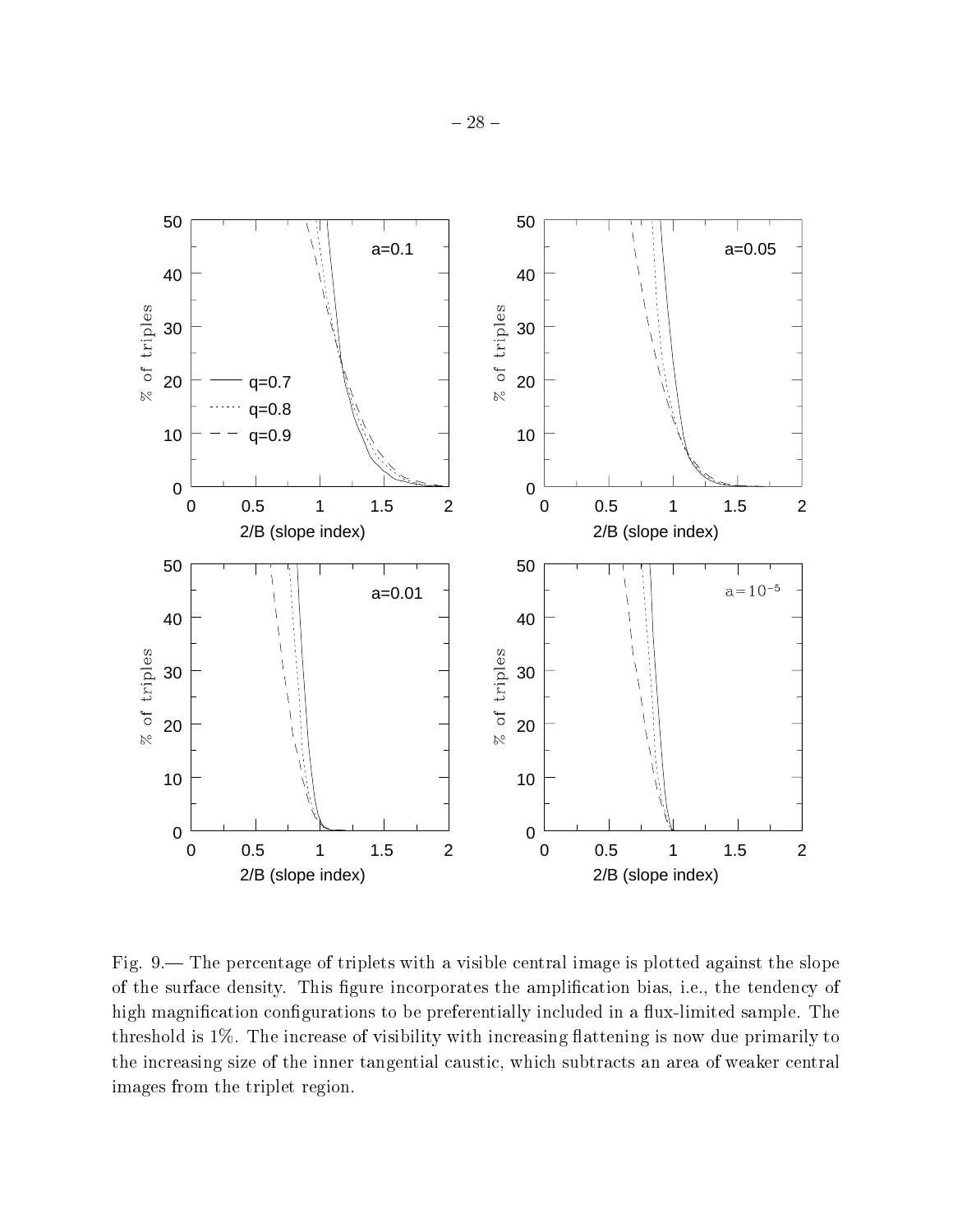Fig. 9.— The percentage of triplets with a visible central image is plotted against the slope of the surface density. This figure incorporates the amplification bias, i.e., the tendency of high magnification configurations to be preferentially included in a flux-limited sample. The threshold is 1%. The increase of visibility with increasing flattening is now due primarily to the increasing size of the inner tangential caustic, which subtracts an area of weaker central images from the triplet region.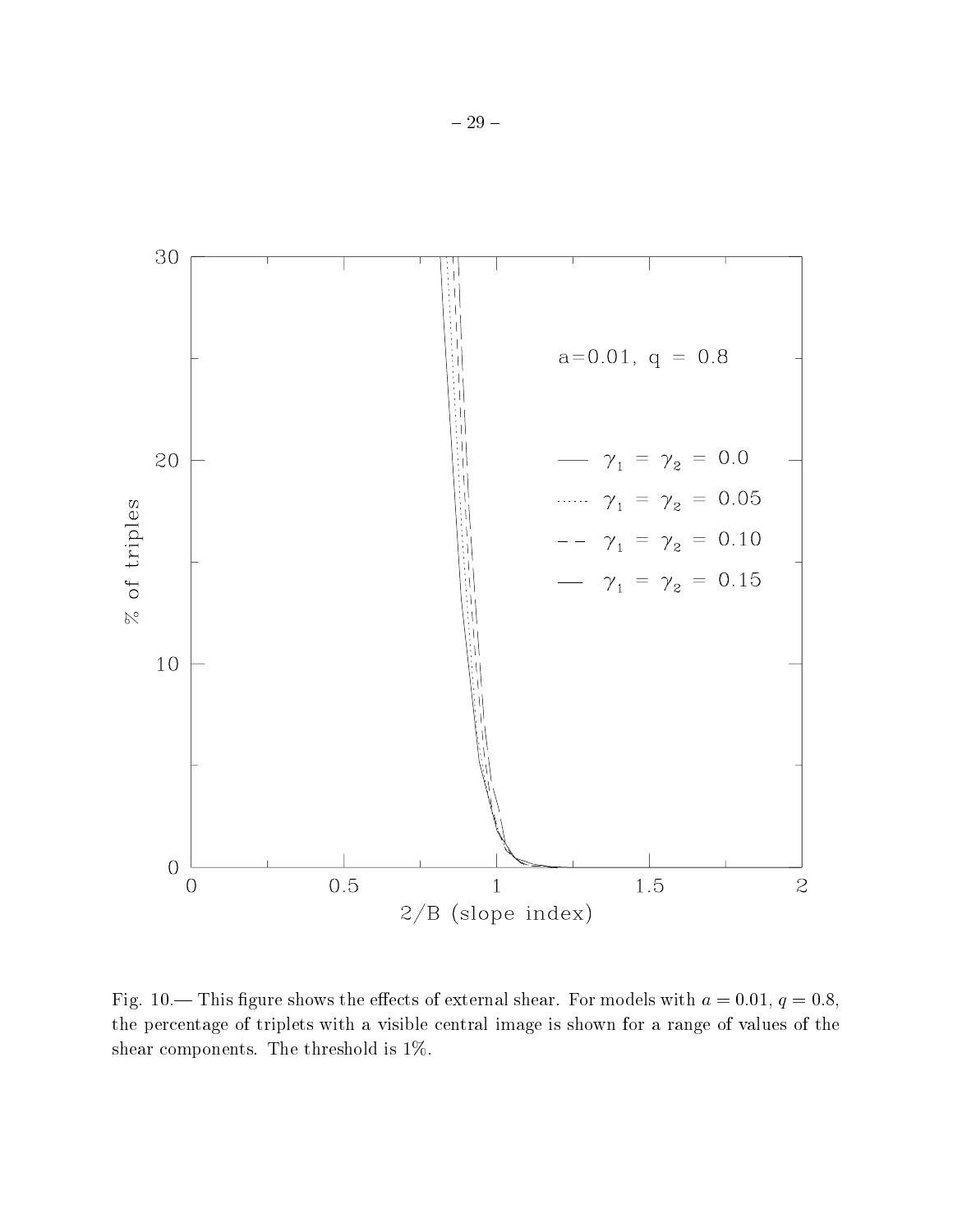Fig. 10.— This figure shows the effects of external shear. For models with $a = 0.01$, $q = 0.8$, the percentage of triplets with a visible central image is shown for a range of values of the shear components. The threshold is 1%.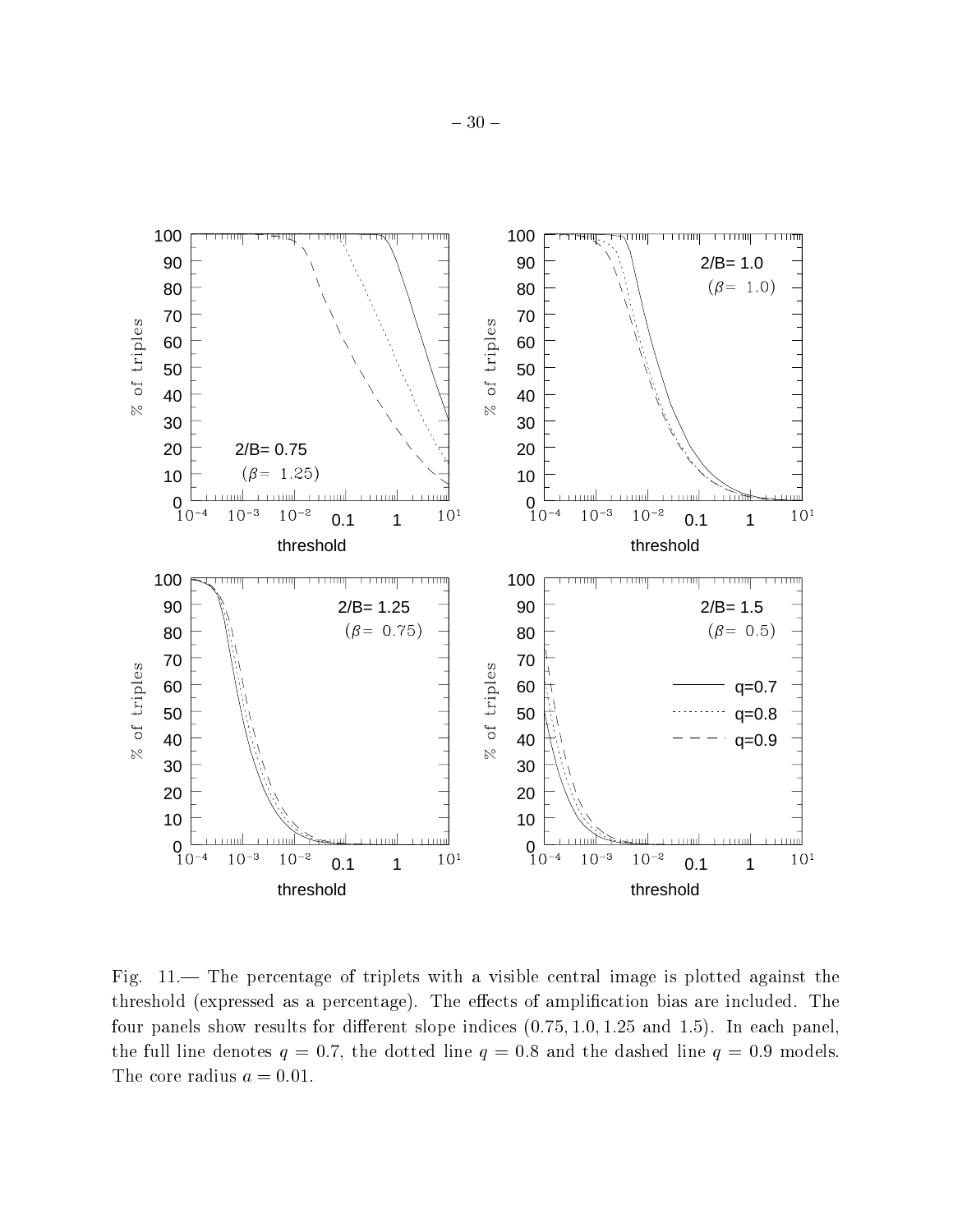Fig. 11.— The percentage of triplets with a visible central image is plotted against the threshold (expressed as a percentage). The effects of amplification bias are included. The four panels show results for different slope indices (0.75, 1.0, 1.25 and 1.5). In each panel, the full line denotes $q = 0.7$, the dotted line $q = 0.8$ and the dashed line $q = 0.9$ models. The core radius $a = 0.01$.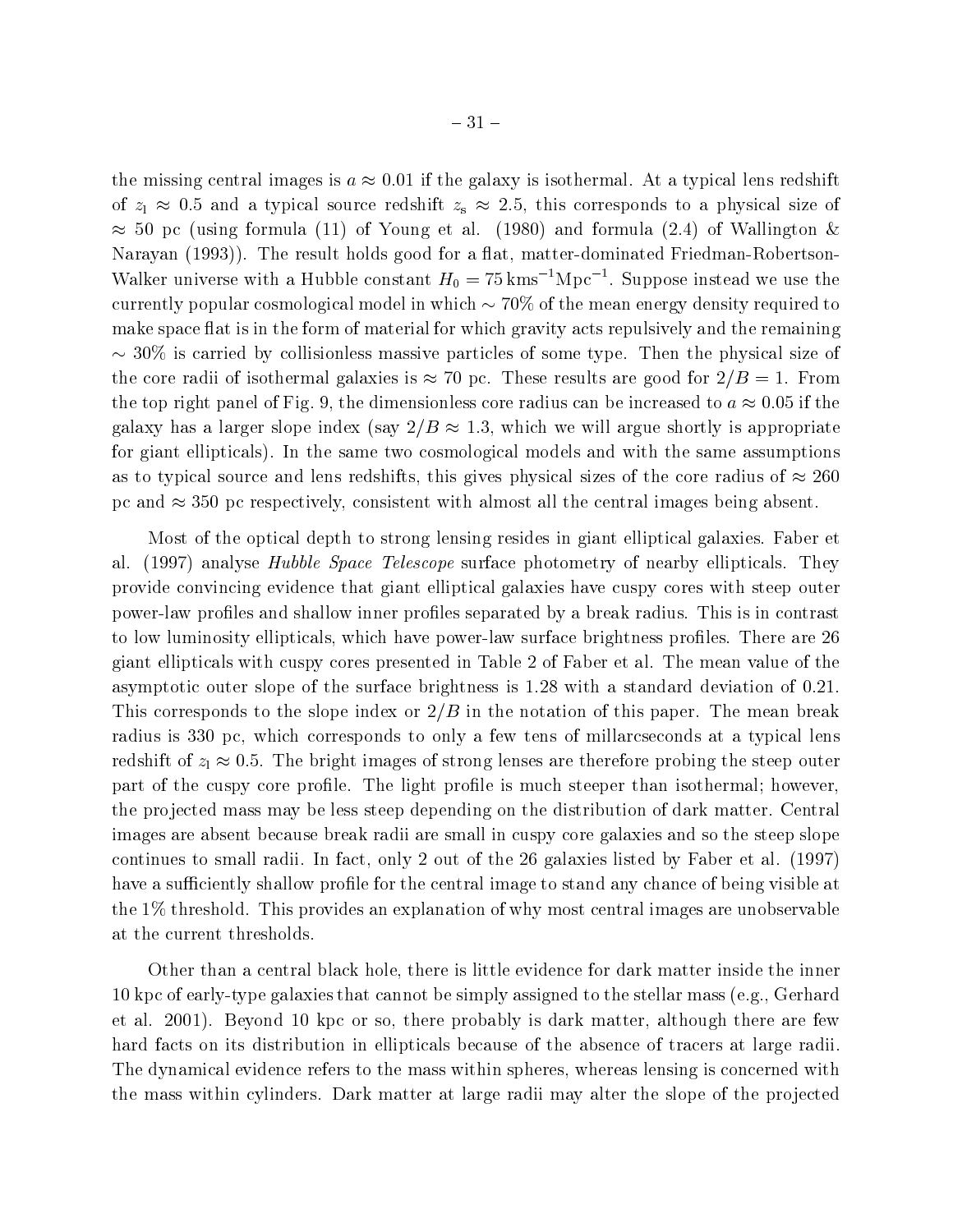the missing central images is $a \approx 0.01$ if the galaxy is isothermal. At a typical lens redshift of $z_{\rm l} \approx 0.5$ and a typical source redshift $z_{\rm s} \approx 2.5$, this corresponds to a physical size of $\approx 50$ pc (using formula (11) of Young et al. (1980) and formula (2.4) of Wallington & Narayan (1993)). The result holds good for a flat, matter-dominated Friedman-Robertson-Walker universe with a Hubble constant $H_0 = 75\,{\rm kms}^{-1}{\rm Mpc}^{-1}$. Suppose instead we use the currently popular cosmological model in which $\sim 70\%$ of the mean energy density required to make space flat is in the form of material for which gravity acts repulsively and the remaining $\sim 30\%$ is carried by collisionless massive particles of some type. Then the physical size of the core radii of isothermal galaxies is $\approx 70$ pc. These results are good for $2/B = 1$. From the top right panel of Fig. 9, the dimensionless core radius can be increased to $a \approx 0.05$ if the galaxy has a larger slope index (say $2/B \approx 1.3$, which we will argue shortly is appropriate for giant ellipticals). In the same two cosmological models and with the same assumptions as to typical source and lens redshifts, this gives physical sizes of the core radius of $\approx 260$ pc and $\approx 350$ pc respectively, consistent with almost all the central images being absent.

Most of the optical depth to strong lensing resides in giant elliptical galaxies. Faber et al. (1997) analyse *Hubble Space Telescope* surface photometry of nearby ellipticals. They provide convincing evidence that giant elliptical galaxies have cuspy cores with steep outer power-law profiles and shallow inner profiles separated by a break radius. This is in contrast to low luminosity ellipticals, which have power-law surface brightness profiles. There are 26 giant ellipticals with cuspy cores presented in Table 2 of Faber et al. The mean value of the asymptotic outer slope of the surface brightness is 1.28 with a standard deviation of 0.21. This corresponds to the slope index or $2/B$ in the notation of this paper. The mean break radius is 330 pc, which corresponds to only a few tens of millarcseconds at a typical lens redshift of $z_{\rm l} \approx 0.5$. The bright images of strong lenses are therefore probing the steep outer part of the cuspy core profile. The light profile is much steeper than isothermal; however, the projected mass may be less steep depending on the distribution of dark matter. Central images are absent because break radii are small in cuspy core galaxies and so the steep slope continues to small radii. In fact, only 2 out of the 26 galaxies listed by Faber et al. (1997) have a sufficiently shallow profile for the central image to stand any chance of being visible at the 1% threshold. This provides an explanation of why most central images are unobservable at the current thresholds.

Other than a central black hole, there is little evidence for dark matter inside the inner 10 kpc of early-type galaxies that cannot be simply assigned to the stellar mass (e.g., Gerhard et al. 2001). Beyond 10 kpc or so, there probably is dark matter, although there are few hard facts on its distribution in ellipticals because of the absence of tracers at large radii. The dynamical evidence refers to the mass within spheres, whereas lensing is concerned with the mass within cylinders. Dark matter at large radii may alter the slope of the projected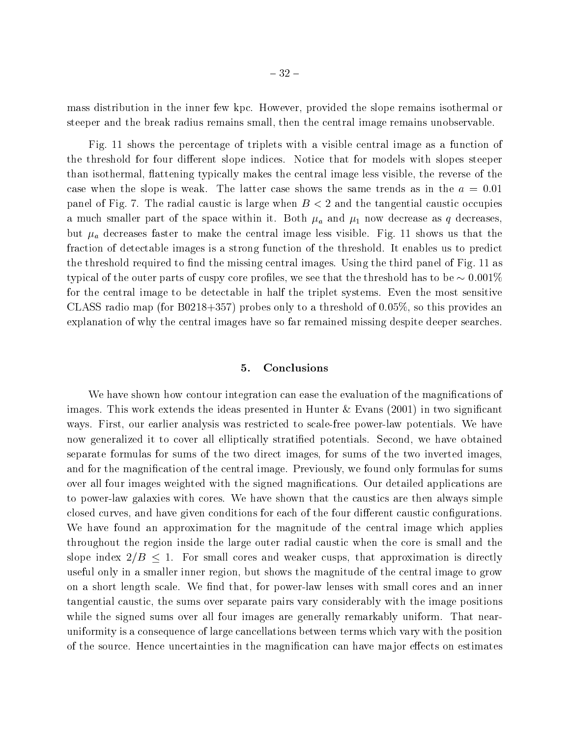mass distribution in the inner few kpc. However, provided the slope remains isothermal or steeper and the break radius remains small, then the central image remains unobservable.

Fig. 11 shows the percentage of triplets with a visible central image as a function of the threshold for four different slope indices. Notice that for models with slopes steeper than isothermal, flattening typically makes the central image less visible, the reverse of the case when the slope is weak. The latter case shows the same trends as in the $a = 0.01$ panel of Fig. 7. The radial caustic is large when $B < 2$ and the tangential caustic occupies a much smaller part of the space within it. Both $\mu_a$ and $\mu_1$ now decrease as $q$ decreases, but $\mu_a$ decreases faster to make the central image less visible. Fig. 11 shows us that the fraction of detectable images is a strong function of the threshold. It enables us to predict the threshold required to find the missing central images. Using the third panel of Fig. 11 as typical of the outer parts of cuspy core profiles, we see that the threshold has to be $\sim 0.001\%$ for the central image to be detectable in half the triplet systems. Even the most sensitive CLASS radio map (for B0218+357) probes only to a threshold of 0.05%, so this provides an explanation of why the central images have so far remained missing despite deeper searches.

## 5. Conclusions

We have shown how contour integration can ease the evaluation of the magnifications of images. This work extends the ideas presented in Hunter & Evans (2001) in two significant ways. First, our earlier analysis was restricted to scale-free power-law potentials. We have now generalized it to cover all elliptically stratified potentials. Second, we have obtained separate formulas for sums of the two direct images, for sums of the two inverted images, and for the magnification of the central image. Previously, we found only formulas for sums over all four images weighted with the signed magnifications. Our detailed applications are to power-law galaxies with cores. We have shown that the caustics are then always simple closed curves, and have given conditions for each of the four different caustic configurations. We have found an approximation for the magnitude of the central image which applies throughout the region inside the large outer radial caustic when the core is small and the slope index $2/B \leq 1$. For small cores and weaker cusps, that approximation is directly useful only in a smaller inner region, but shows the magnitude of the central image to grow on a short length scale. We find that, for power-law lenses with small cores and an inner tangential caustic, the sums over separate pairs vary considerably with the image positions while the signed sums over all four images are generally remarkably uniform. That near-uniformity is a consequence of large cancellations between terms which vary with the position of the source. Hence uncertainties in the magnification can have major effects on estimates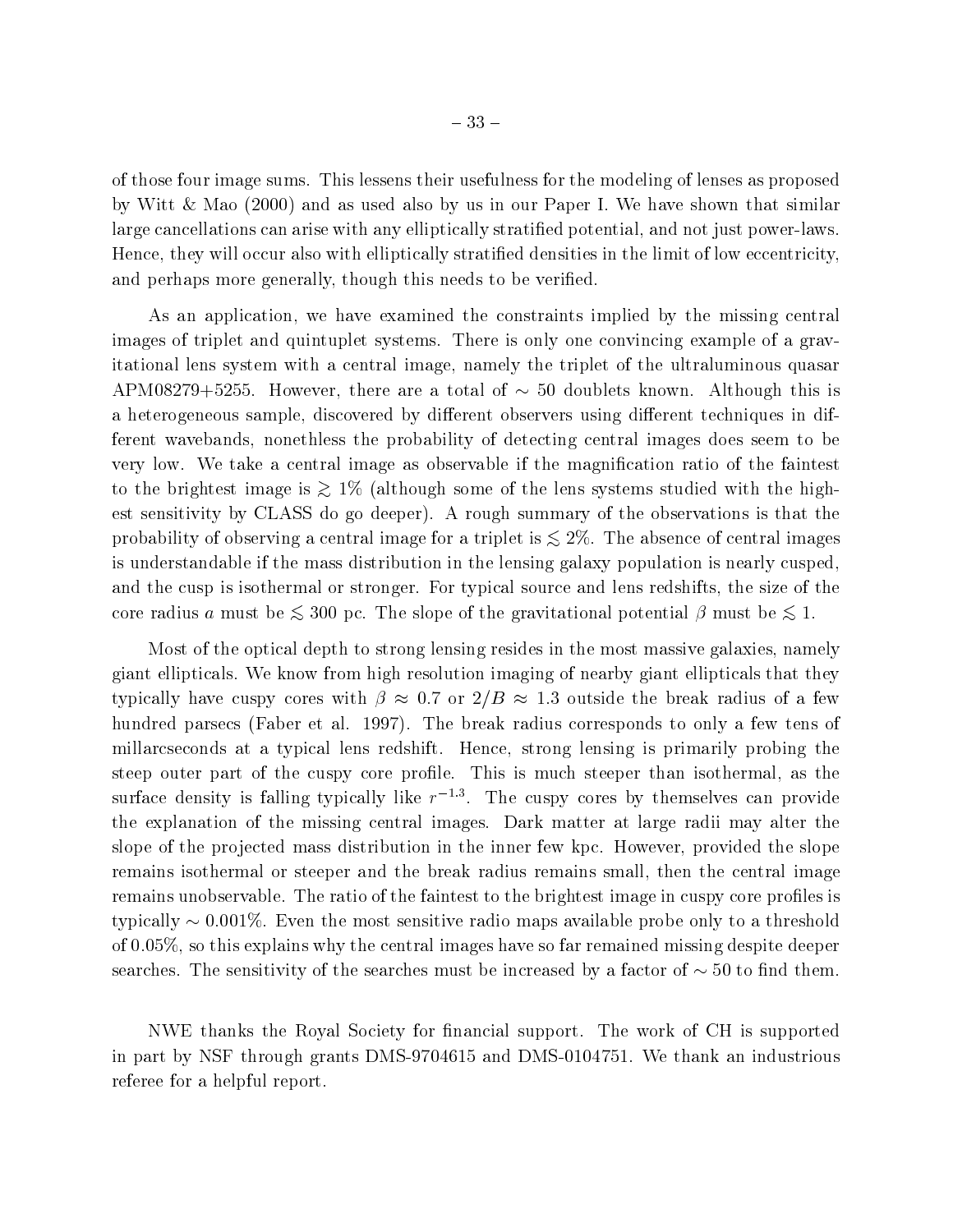of those four image sums. This lessens their usefulness for the modeling of lenses as proposed by Witt & Mao (2000) and as used also by us in our Paper I. We have shown that similar large cancellations can arise with any elliptically stratified potential, and not just power-laws. Hence, they will occur also with elliptically stratified densities in the limit of low eccentricity, and perhaps more generally, though this needs to be verified.

As an application, we have examined the constraints implied by the missing central images of triplet and quintuplet systems. There is only one convincing example of a gravitational lens system with a central image, namely the triplet of the ultraluminous quasar APM08279+5255. However, there are a total of $\sim 50$ doublets known. Although this is a heterogeneous sample, discovered by different observers using different techniques in different wavebands, nonethless the probability of detecting central images does seem to be very low. We take a central image as observable if the magnification ratio of the faintest to the brightest image is $\gtrsim 1\%$ (although some of the lens systems studied with the highest sensitivity by CLASS do go deeper). A rough summary of the observations is that the probability of observing a central image for a triplet is $\lesssim 2\%$. The absence of central images is understandable if the mass distribution in the lensing galaxy population is nearly cusped, and the cusp is isothermal or stronger. For typical source and lens redshifts, the size of the core radius $a$ must be $\lesssim 300$ pc. The slope of the gravitational potential $\beta$ must be $\lesssim 1$.

Most of the optical depth to strong lensing resides in the most massive galaxies, namely giant ellipticals. We know from high resolution imaging of nearby giant ellipticals that they typically have cuspy cores with $\beta \approx 0.7$ or $2/B \approx 1.3$ outside the break radius of a few hundred parsecs (Faber et al. 1997). The break radius corresponds to only a few tens of millarcseconds at a typical lens redshift. Hence, strong lensing is primarily probing the steep outer part of the cuspy core profile. This is much steeper than isothermal, as the surface density is falling typically like $r^{-1.3}$. The cuspy cores by themselves can provide the explanation of the missing central images. Dark matter at large radii may alter the slope of the projected mass distribution in the inner few kpc. However, provided the slope remains isothermal or steeper and the break radius remains small, then the central image remains unobservable. The ratio of the faintest to the brightest image in cuspy core profiles is typically $\sim 0.001\%$. Even the most sensitive radio maps available probe only to a threshold of $0.05\%$, so this explains why the central images have so far remained missing despite deeper searches. The sensitivity of the searches must be increased by a factor of $\sim 50$ to find them.

NWE thanks the Royal Society for financial support. The work of CH is supported in part by NSF through grants DMS-9704615 and DMS-0104751. We thank an industrious referee for a helpful report.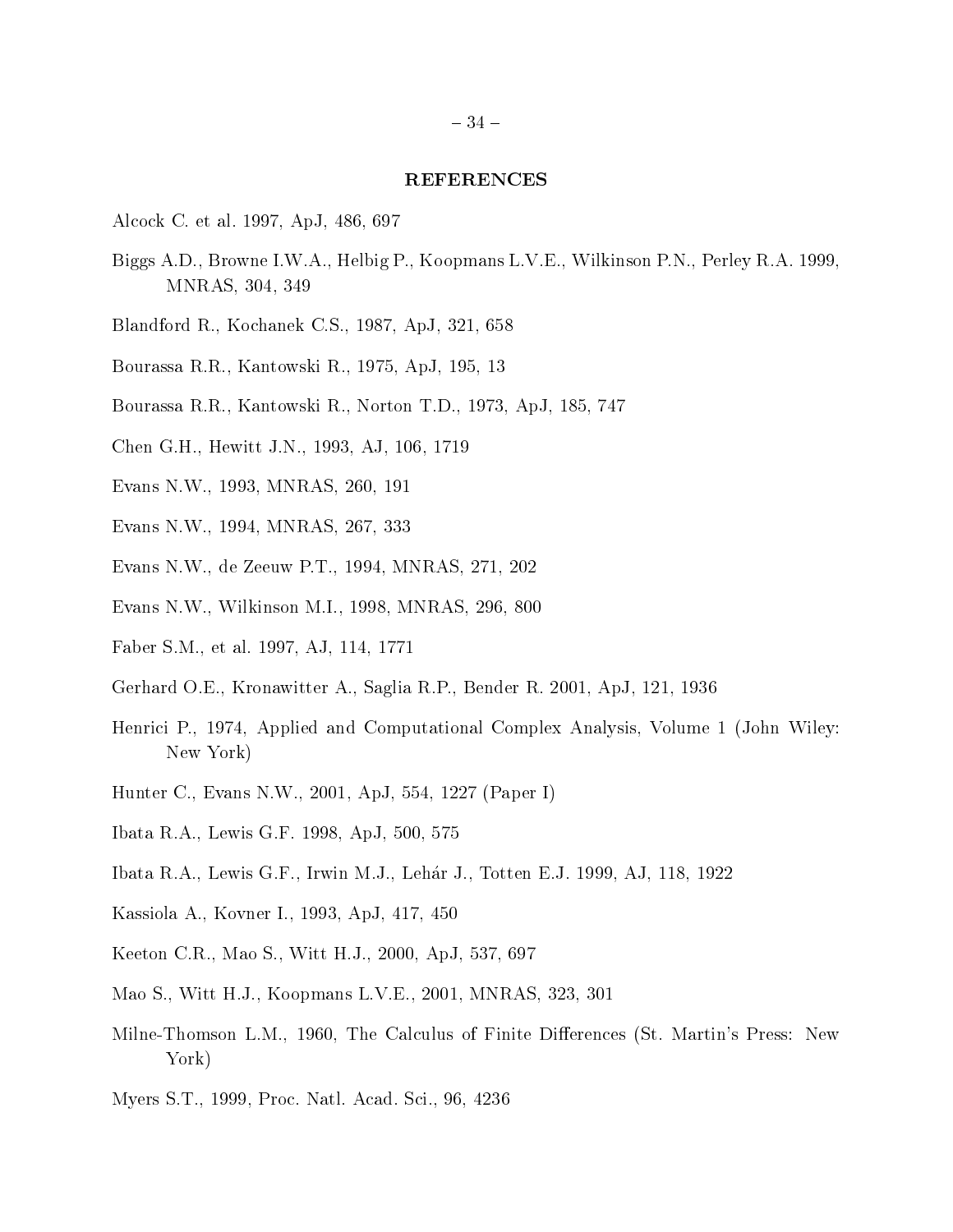## REFERENCES

Alcock C. et al. 1997, ApJ, 486, 697

Biggs A.D., Browne I.W.A., Helbig P., Koopmans L.V.E., Wilkinson P.N., Perley R.A. 1999, MNRAS, 304, 349

Blandford R., Kochanek C.S., 1987, ApJ, 321, 658

Bourassa R.R., Kantowski R., 1975, ApJ, 195, 13

Bourassa R.R., Kantowski R., Norton T.D., 1973, ApJ, 185, 747

Chen G.H., Hewitt J.N., 1993, AJ, 106, 1719

Evans N.W., 1993, MNRAS, 260, 191

Evans N.W., 1994, MNRAS, 267, 333

Evans N.W., de Zeeuw P.T., 1994, MNRAS, 271, 202

Evans N.W., Wilkinson M.I., 1998, MNRAS, 296, 800

Faber S.M., et al. 1997, AJ, 114, 1771

Gerhard O.E., Kronawitter A., Saglia R.P., Bender R. 2001, ApJ, 121, 1936

Henrici P., 1974, Applied and Computational Complex Analysis, Volume 1 (John Wiley: New York)

Hunter C., Evans N.W., 2001, ApJ, 554, 1227 (Paper I)

Ibata R.A., Lewis G.F. 1998, ApJ, 500, 575

Ibata R.A., Lewis G.F., Irwin M.J., Lehár J., Totten E.J. 1999, AJ, 118, 1922

Kassiola A., Kovner I., 1993, ApJ, 417, 450

Keeton C.R., Mao S., Witt H.J., 2000, ApJ, 537, 697

Mao S., Witt H.J., Koopmans L.V.E., 2001, MNRAS, 323, 301

Milne-Thomson L.M., 1960, The Calculus of Finite Differences (St. Martin's Press: New York)

Myers S.T., 1999, Proc. Natl. Acad. Sci., 96, 4236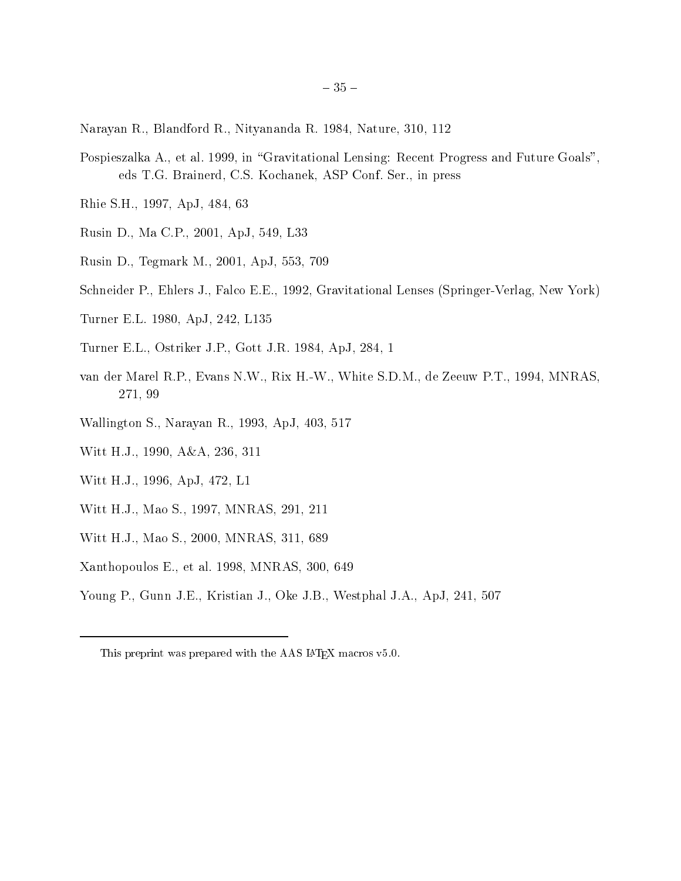Narayan R., Blandford R., Nityananda R. 1984, Nature, 310, 112

Pospieszalka A., et al. 1999, in "Gravitational Lensing: Recent Progress and Future Goals", eds T.G. Brainerd, C.S. Kochanek, ASP Conf. Ser., in press

Rhie S.H., 1997, ApJ, 484, 63

Rusin D., Ma C.P., 2001, ApJ, 549, L33

Rusin D., Tegmark M., 2001, ApJ, 553, 709

Schneider P., Ehlers J., Falco E.E., 1992, Gravitational Lenses (Springer-Verlag, New York)

Turner E.L. 1980, ApJ, 242, L135

Turner E.L., Ostriker J.P., Gott J.R. 1984, ApJ, 284, 1

van der Marel R.P., Evans N.W., Rix H.-W., White S.D.M., de Zeeuw P.T., 1994, MNRAS, 271, 99

Wallington S., Narayan R., 1993, ApJ, 403, 517

Witt H.J., 1990, A&A, 236, 311

Witt H.J., 1996, ApJ, 472, L1

Witt H.J., Mao S., 1997, MNRAS, 291, 211

Witt H.J., Mao S., 2000, MNRAS, 311, 689

Xanthopoulos E., et al. 1998, MNRAS, 300, 649

Young P., Gunn J.E., Kristian J., Oke J.B., Westphal J.A., ApJ, 241, 507

---

This preprint was prepared with the AAS LaTeX macros v5.0.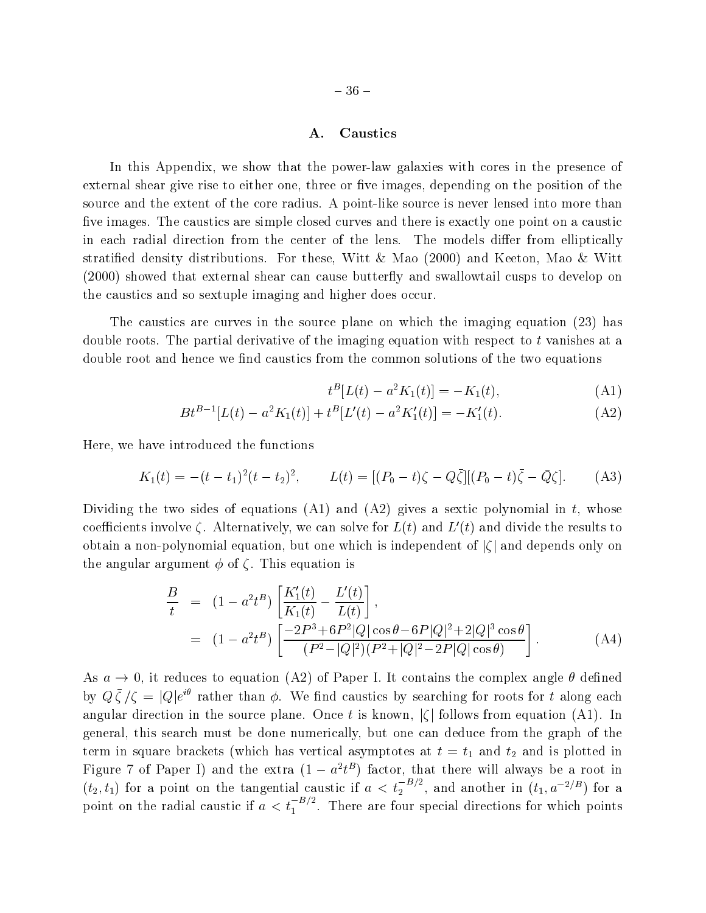## A. Caustics

In this Appendix, we show that the power-law galaxies with cores in the presence of external shear give rise to either one, three or five images, depending on the position of the source and the extent of the core radius. A point-like source is never lensed into more than five images. The caustics are simple closed curves and there is exactly one point on a caustic in each radial direction from the center of the lens. The models differ from elliptically stratified density distributions. For these, Witt & Mao (2000) and Keeton, Mao & Witt (2000) showed that external shear can cause butterfly and swallowtail cusps to develop on the caustics and so sextuple imaging and higher does occur.

The caustics are curves in the source plane on which the imaging equation (23) has double roots. The partial derivative of the imaging equation with respect to $t$ vanishes at a double root and hence we find caustics from the common solutions of the two equations

$$t^B[L(t) - a^2 K_1(t)] = -K_1(t), \tag{A1}$$

$$Bt^{B-1}[L(t) - a^2 K_1(t)] + t^B[L'(t) - a^2 K_1'(t)] = -K_1'(t). \tag{A2}$$

Here, we have introduced the functions

$$K_1(t) = -(t-t_1)^2(t-t_2)^2, \qquad L(t) = [(P_0 - t)\zeta - Q\bar{\zeta}][(P_0 - t)\bar{\zeta} - \bar{Q}\zeta]. \tag{A3}$$

Dividing the two sides of equations (A1) and (A2) gives a sextic polynomial in $t$, whose coefficients involve $\zeta$. Alternatively, we can solve for $L(t)$ and $L'(t)$ and divide the results to obtain a non-polynomial equation, but one which is independent of $|\zeta|$ and depends only on the angular argument $\phi$ of $\zeta$. This equation is

$$\begin{aligned} \frac{B}{t} &= (1 - a^2 t^B)\left[\frac{K_1'(t)}{K_1(t)} - \frac{L'(t)}{L(t)}\right], \\ &= (1 - a^2 t^B)\left[\frac{-2P^3 + 6P^2|Q|\cos\theta - 6P|Q|^2 + 2|Q|^3\cos\theta}{(P^2 - |Q|^2)(P^2 + |Q|^2 - 2P|Q|\cos\theta)}\right]. \end{aligned} \tag{A4}$$

As $a \to 0$, it reduces to equation (A2) of Paper I. It contains the complex angle $\theta$ defined by $Q\,\bar{\zeta}/\zeta = |Q|e^{i\theta}$ rather than $\phi$. We find caustics by searching for roots for $t$ along each angular direction in the source plane. Once $t$ is known, $|\zeta|$ follows from equation (A1). In general, this search must be done numerically, but one can deduce from the graph of the term in square brackets (which has vertical asymptotes at $t = t_1$ and $t_2$ and is plotted in Figure 7 of Paper I) and the extra $(1 - a^2 t^B)$ factor, that there will always be a root in $(t_2, t_1)$ for a point on the tangential caustic if $a < t_2^{-B/2}$, and another in $(t_1, a^{-2/B})$ for a point on the radial caustic if $a < t_1^{-B/2}$. There are four special directions for which points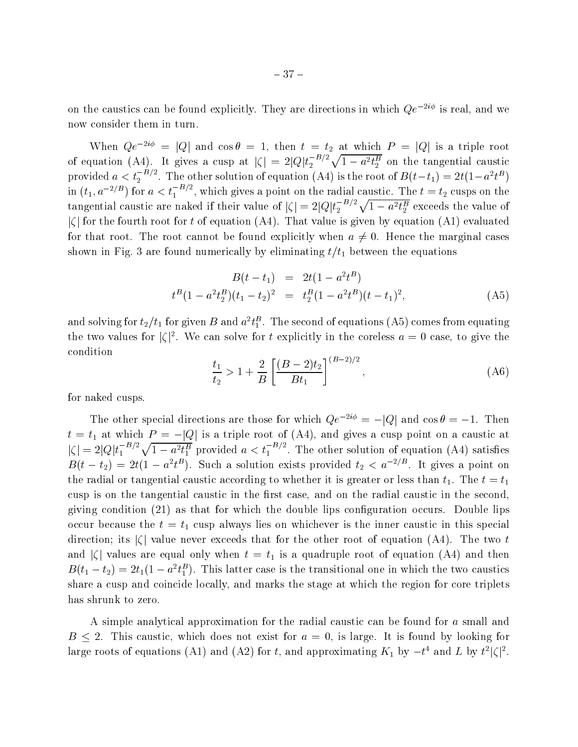on the caustics can be found explicitly. They are directions in which $Qe^{-2i\phi}$ is real, and we now consider them in turn.

When $Qe^{-2i\phi} = |Q|$ and $\cos\theta = 1$, then $t = t_2$ at which $P = |Q|$ is a triple root of equation (A4). It gives a cusp at $|\zeta| = 2|Q|t_2^{-B/2}\sqrt{1-a^2t_2^B}$ on the tangential caustic provided $a < t_2^{-B/2}$. The other solution of equation (A4) is the root of $B(t-t_1) = 2t(1-a^2t^B)$ in $(t_1, a^{-2/B})$ for $a < t_1^{-B/2}$, which gives a point on the radial caustic. The $t = t_2$ cusps on the tangential caustic are naked if their value of $|\zeta| = 2|Q|t_2^{-B/2}\sqrt{1-a^2t_2^B}$ exceeds the value of $|\zeta|$ for the fourth root for $t$ of equation (A4). That value is given by equation (A1) evaluated for that root. The root cannot be found explicitly when $a \neq 0$. Hence the marginal cases shown in Fig. 3 are found numerically by eliminating $t/t_1$ between the equations

$$
\begin{aligned}
B(t-t_1) &= 2t(1-a^2t^B) \\
t^B(1-a^2t_2^B)(t_1-t_2)^2 &= t_2^B(1-a^2t^B)(t-t_1)^2,
\end{aligned}
\tag{A5}
$$

and solving for $t_2/t_1$ for given $B$ and $a^2t_1^B$. The second of equations (A5) comes from equating the two values for $|\zeta|^2$. We can solve for $t$ explicitly in the coreless $a = 0$ case, to give the condition

$$
\frac{t_1}{t_2} > 1 + \frac{2}{B}\left[\frac{(B-2)t_2}{Bt_1}\right]^{(B-2)/2}, \tag{A6}
$$

for naked cusps.

The other special directions are those for which $Qe^{-2i\phi} = -|Q|$ and $\cos\theta = -1$. Then $t = t_1$ at which $P = -|Q|$ is a triple root of (A4), and gives a cusp point on a caustic at $|\zeta| = 2|Q|t_1^{-B/2}\sqrt{1-a^2t_1^B}$ provided $a < t_1^{-B/2}$. The other solution of equation (A4) satisfies $B(t-t_2) = 2t(1-a^2t^B)$. Such a solution exists provided $t_2 < a^{-2/B}$. It gives a point on the radial or tangential caustic according to whether it is greater or less than $t_1$. The $t = t_1$ cusp is on the tangential caustic in the first case, and on the radial caustic in the second, giving condition (21) as that for which the double lips configuration occurs. Double lips occur because the $t = t_1$ cusp always lies on whichever is the inner caustic in this special direction; its $|\zeta|$ value never exceeds that for the other root of equation (A4). The two $t$ and $|\zeta|$ values are equal only when $t = t_1$ is a quadruple root of equation (A4) and then $B(t_1 - t_2) = 2t_1(1-a^2t_1^B)$. This latter case is the transitional one in which the two caustics share a cusp and coincide locally, and marks the stage at which the region for core triplets has shrunk to zero.

A simple analytical approximation for the radial caustic can be found for $a$ small and $B \leq 2$. This caustic, which does not exist for $a = 0$, is large. It is found by looking for large roots of equations (A1) and (A2) for $t$, and approximating $K_1$ by $-t^4$ and $L$ by $t^2|\zeta|^2$.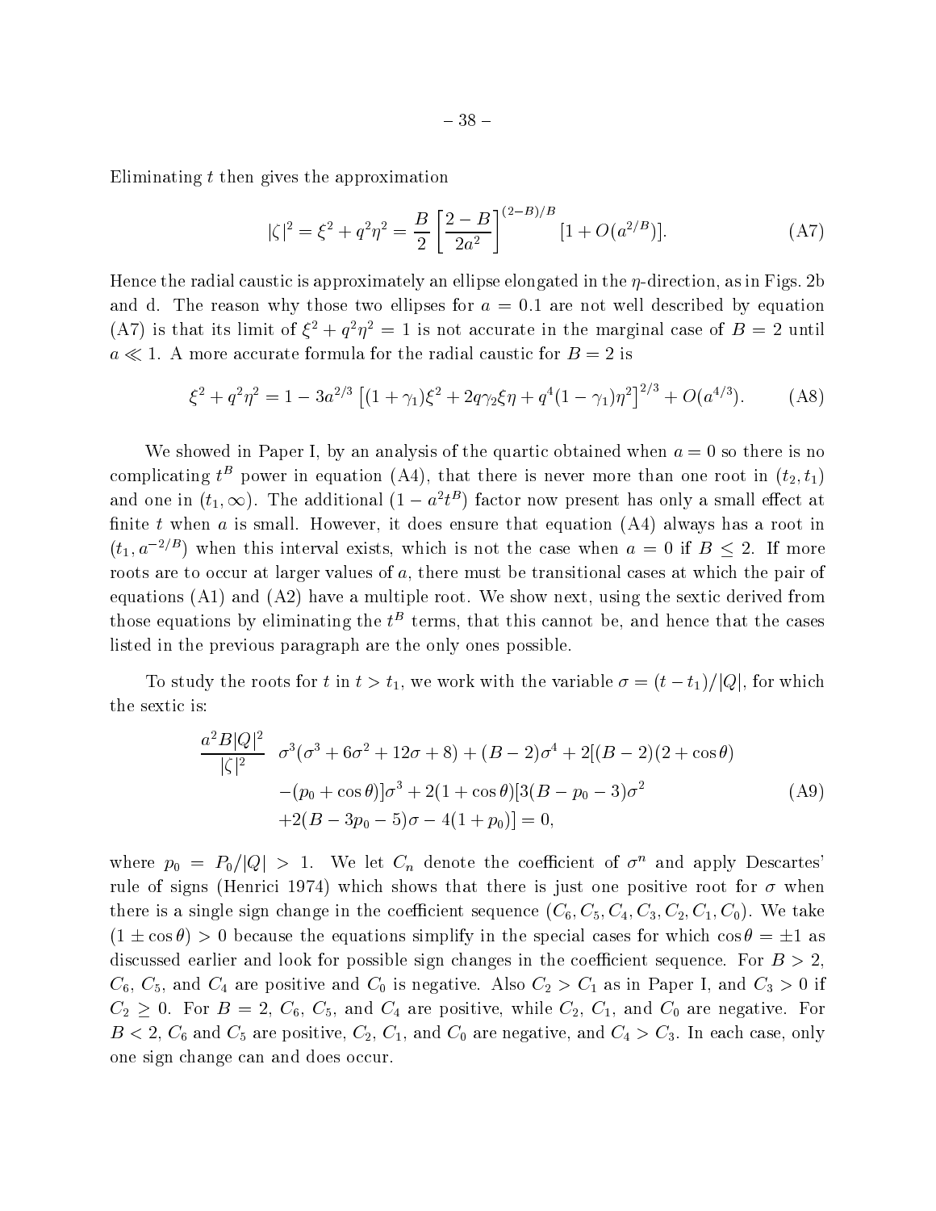Eliminating $t$ then gives the approximation

$$|\zeta|^2 = \xi^2 + q^2\eta^2 = \frac{B}{2}\left[\frac{2-B}{2a^2}\right]^{(2-B)/B}[1 + O(a^{2/B})]. \tag{A7}$$

Hence the radial caustic is approximately an ellipse elongated in the $\eta$-direction, as in Figs. 2b and d. The reason why those two ellipses for $a = 0.1$ are not well described by equation (A7) is that its limit of $\xi^2 + q^2\eta^2 = 1$ is not accurate in the marginal case of $B = 2$ until $a \ll 1$. A more accurate formula for the radial caustic for $B = 2$ is

$$\xi^2 + q^2\eta^2 = 1 - 3a^{2/3}\left[(1+\gamma_1)\xi^2 + 2q\gamma_2\xi\eta + q^4(1-\gamma_1)\eta^2\right]^{2/3} + O(a^{4/3}). \tag{A8}$$

We showed in Paper I, by an analysis of the quartic obtained when $a = 0$ so there is no complicating $t^B$ power in equation (A4), that there is never more than one root in $(t_2, t_1)$ and one in $(t_1, \infty)$. The additional $(1 - a^2t^B)$ factor now present has only a small effect at finite $t$ when $a$ is small. However, it does ensure that equation (A4) always has a root in $(t_1, a^{-2/B})$ when this interval exists, which is not the case when $a = 0$ if $B \leq 2$. If more roots are to occur at larger values of $a$, there must be transitional cases at which the pair of equations (A1) and (A2) have a multiple root. We show next, using the sextic derived from those equations by eliminating the $t^B$ terms, that this cannot be, and hence that the cases listed in the previous paragraph are the only ones possible.

To study the roots for $t$ in $t > t_1$, we work with the variable $\sigma = (t - t_1)/|Q|$, for which the sextic is:

$$\begin{aligned}\frac{a^2B|Q|^2}{|\zeta|^2}\quad & \sigma^3(\sigma^3 + 6\sigma^2 + 12\sigma + 8) + (B-2)\sigma^4 + 2[(B-2)(2+\cos\theta) \\ & -(p_0 + \cos\theta)]\sigma^3 + 2(1+\cos\theta)[3(B - p_0 - 3)\sigma^2 \\ & +2(B - 3p_0 - 5)\sigma - 4(1+p_0)] = 0,\end{aligned} \tag{A9}$$

where $p_0 = P_0/|Q| > 1$. We let $C_n$ denote the coefficient of $\sigma^n$ and apply Descartes' rule of signs (Henrici 1974) which shows that there is just one positive root for $\sigma$ when there is a single sign change in the coefficient sequence $(C_6, C_5, C_4, C_3, C_2, C_1, C_0)$. We take $(1 \pm \cos\theta) > 0$ because the equations simplify in the special cases for which $\cos\theta = \pm 1$ as discussed earlier and look for possible sign changes in the coefficient sequence. For $B > 2$, $C_6$, $C_5$, and $C_4$ are positive and $C_0$ is negative. Also $C_2 > C_1$ as in Paper I, and $C_3 > 0$ if $C_2 \geq 0$. For $B = 2$, $C_6$, $C_5$, and $C_4$ are positive, while $C_2$, $C_1$, and $C_0$ are negative. For $B < 2$, $C_6$ and $C_5$ are positive, $C_2$, $C_1$, and $C_0$ are negative, and $C_4 > C_3$. In each case, only one sign change can and does occur.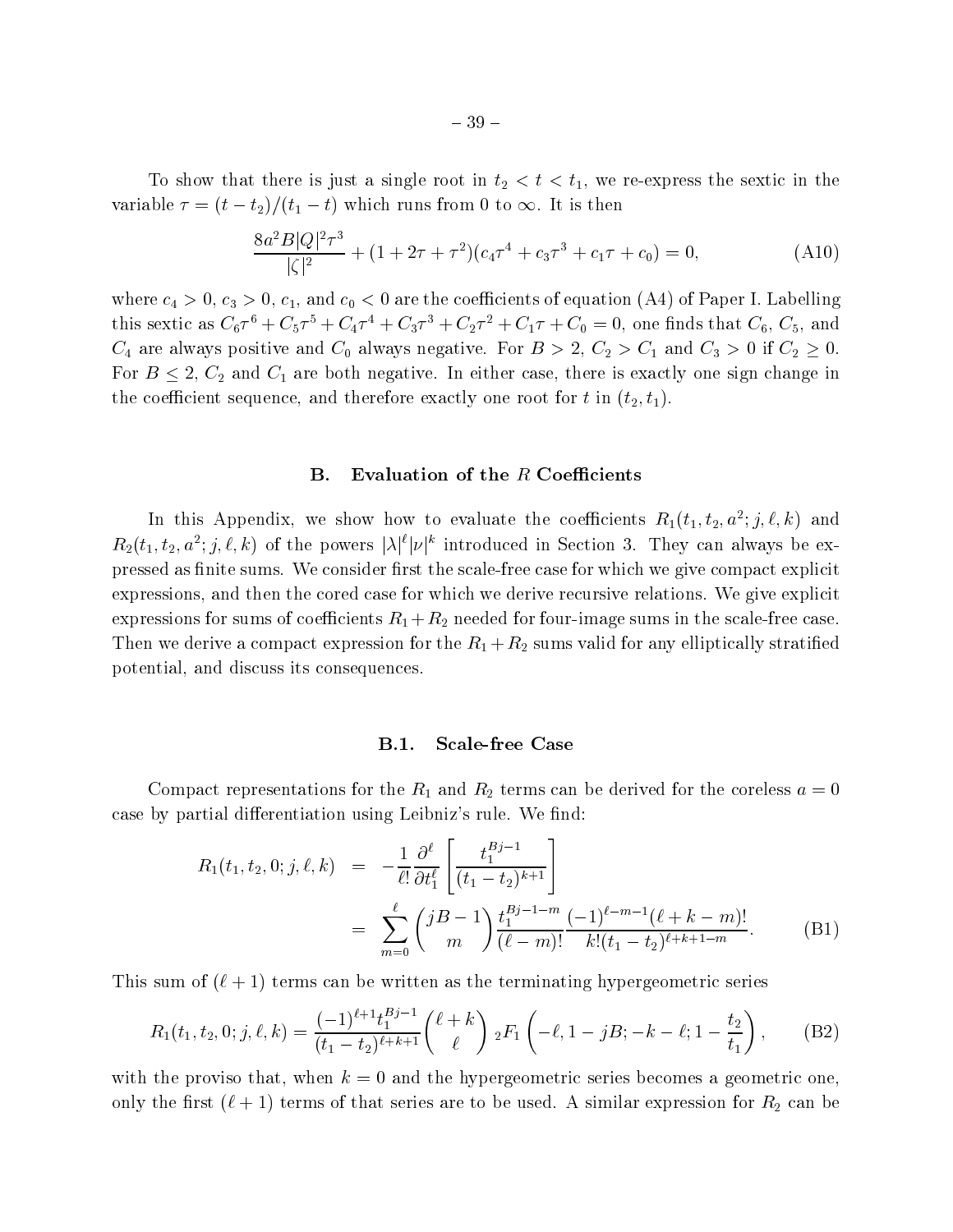To show that there is just a single root in $t_2 < t < t_1$, we re-express the sextic in the variable $\tau = (t - t_2)/(t_1 - t)$ which runs from 0 to $\infty$. It is then

$$\frac{8a^2 B|Q|^2\tau^3}{|\zeta|^2} + (1 + 2\tau + \tau^2)(c_4\tau^4 + c_3\tau^3 + c_1\tau + c_0) = 0, \tag{A10}$$

where $c_4 > 0$, $c_3 > 0$, $c_1$, and $c_0 < 0$ are the coefficients of equation (A4) of Paper I. Labelling this sextic as $C_6\tau^6 + C_5\tau^5 + C_4\tau^4 + C_3\tau^3 + C_2\tau^2 + C_1\tau + C_0 = 0$, one finds that $C_6$, $C_5$, and $C_4$ are always positive and $C_0$ always negative. For $B > 2$, $C_2 > C_1$ and $C_3 > 0$ if $C_2 \geq 0$. For $B \leq 2$, $C_2$ and $C_1$ are both negative. In either case, there is exactly one sign change in the coefficient sequence, and therefore exactly one root for $t$ in $(t_2, t_1)$.

## B. Evaluation of the $R$ Coefficients

In this Appendix, we show how to evaluate the coefficients $R_1(t_1, t_2, a^2; j, \ell, k)$ and $R_2(t_1, t_2, a^2; j, \ell, k)$ of the powers $|\lambda|^\ell |\nu|^k$ introduced in Section 3. They can always be expressed as finite sums. We consider first the scale-free case for which we give compact explicit expressions, and then the cored case for which we derive recursive relations. We give explicit expressions for sums of coefficients $R_1 + R_2$ needed for four-image sums in the scale-free case. Then we derive a compact expression for the $R_1 + R_2$ sums valid for any elliptically stratified potential, and discuss its consequences.

### B.1. Scale-free Case

Compact representations for the $R_1$ and $R_2$ terms can be derived for the coreless $a = 0$ case by partial differentiation using Leibniz's rule. We find:

$$\begin{aligned} R_1(t_1, t_2, 0; j, \ell, k) &= -\frac{1}{\ell!}\frac{\partial^\ell}{\partial t_1^\ell}\left[\frac{t_1^{Bj-1}}{(t_1 - t_2)^{k+1}}\right] \\ &= \sum_{m=0}^{\ell} \binom{jB-1}{m} \frac{t_1^{Bj-1-m}}{(\ell - m)!} \frac{(-1)^{\ell-m-1}(\ell + k - m)!}{k!(t_1 - t_2)^{\ell+k+1-m}}. \end{aligned} \tag{B1}$$

This sum of $(\ell + 1)$ terms can be written as the terminating hypergeometric series

$$R_1(t_1, t_2, 0; j, \ell, k) = \frac{(-1)^{\ell+1} t_1^{Bj-1}}{(t_1 - t_2)^{\ell+k+1}} \binom{\ell + k}{\ell} \, {}_2F_1\left(-\ell, 1 - jB; -k - \ell; 1 - \frac{t_2}{t_1}\right), \tag{B2}$$

with the proviso that, when $k = 0$ and the hypergeometric series becomes a geometric one, only the first $(\ell + 1)$ terms of that series are to be used. A similar expression for $R_2$ can be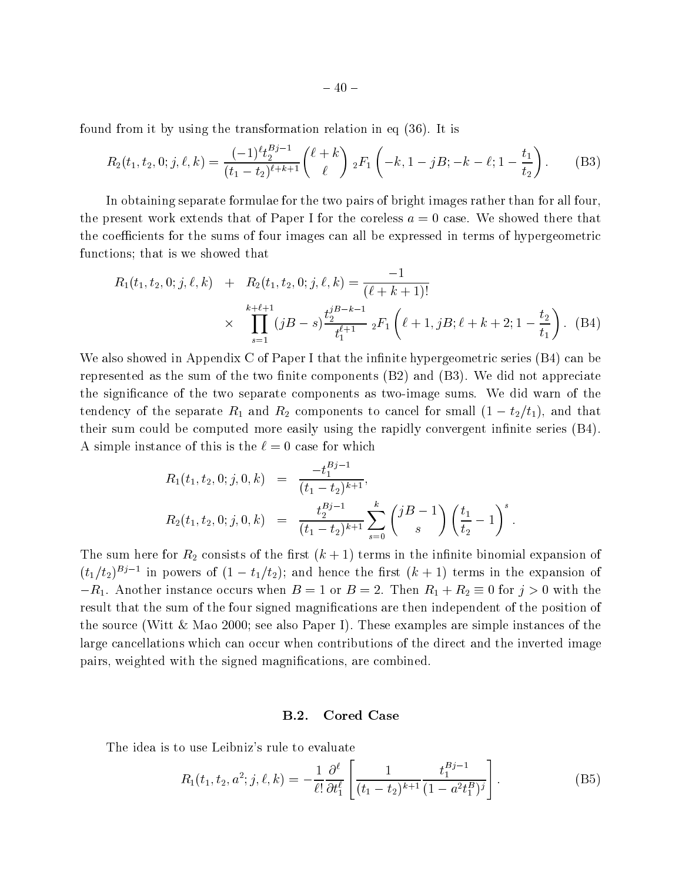found from it by using the transformation relation in eq (36). It is

$$R_2(t_1, t_2, 0; j, \ell, k) = \frac{(-1)^\ell t_2^{Bj-1}}{(t_1 - t_2)^{\ell+k+1}} \binom{\ell+k}{\ell} {}_2F_1\left(-k, 1 - jB; -k - \ell; 1 - \frac{t_1}{t_2}\right). \tag{B3}$$

In obtaining separate formulae for the two pairs of bright images rather than for all four, the present work extends that of Paper I for the coreless $a = 0$ case. We showed there that the coefficients for the sums of four images can all be expressed in terms of hypergeometric functions; that is we showed that

$$\begin{aligned} R_1(t_1, t_2, 0; j, \ell, k) \quad &+ \quad R_2(t_1, t_2, 0; j, \ell, k) = \frac{-1}{(\ell + k + 1)!} \\ &\times \quad \prod_{s=1}^{k+\ell+1} (jB - s) \frac{t_2^{jB-k-1}}{t_1^{\ell+1}} \, {}_2F_1\left(\ell + 1, jB; \ell + k + 2; 1 - \frac{t_2}{t_1}\right). \end{aligned} \tag{B4}$$

We also showed in Appendix C of Paper I that the infinite hypergeometric series (B4) can be represented as the sum of the two finite components (B2) and (B3). We did not appreciate the significance of the two separate components as two-image sums. We did warn of the tendency of the separate $R_1$ and $R_2$ components to cancel for small $(1 - t_2/t_1)$, and that their sum could be computed more easily using the rapidly convergent infinite series (B4). A simple instance of this is the $\ell = 0$ case for which

$$\begin{aligned} R_1(t_1, t_2, 0; j, 0, k) &= \frac{-t_1^{Bj-1}}{(t_1 - t_2)^{k+1}}, \\ R_2(t_1, t_2, 0; j, 0, k) &= \frac{t_2^{Bj-1}}{(t_1 - t_2)^{k+1}} \sum_{s=0}^{k} \binom{jB - 1}{s} \left(\frac{t_1}{t_2} - 1\right)^s. \end{aligned}$$

The sum here for $R_2$ consists of the first $(k+1)$ terms in the infinite binomial expansion of $(t_1/t_2)^{Bj-1}$ in powers of $(1 - t_1/t_2)$; and hence the first $(k+1)$ terms in the expansion of $-R_1$. Another instance occurs when $B = 1$ or $B = 2$. Then $R_1 + R_2 \equiv 0$ for $j > 0$ with the result that the sum of the four signed magnifications are then independent of the position of the source (Witt & Mao 2000; see also Paper I). These examples are simple instances of the large cancellations which can occur when contributions of the direct and the inverted image pairs, weighted with the signed magnifications, are combined.

### B.2. Cored Case

The idea is to use Leibniz's rule to evaluate

$$R_1(t_1, t_2, a^2; j, \ell, k) = -\frac{1}{\ell!} \frac{\partial^\ell}{\partial t_1^\ell} \left[ \frac{1}{(t_1 - t_2)^{k+1}} \frac{t_1^{Bj-1}}{(1 - a^2 t_1^B)^j} \right]. \tag{B5}$$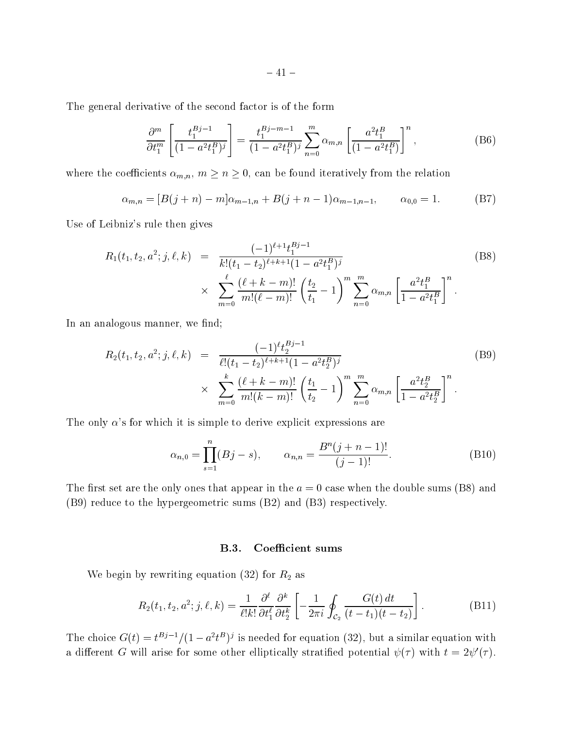The general derivative of the second factor is of the form

$$\frac{\partial^m}{\partial t_1^m}\left[\frac{t_1^{Bj-1}}{(1-a^2t_1^B)^j}\right] = \frac{t_1^{Bj-m-1}}{(1-a^2t_1^B)^j}\sum_{n=0}^{m}\alpha_{m,n}\left[\frac{a^2t_1^B}{(1-a^2t_1^B)}\right]^n, \tag{B6}$$

where the coefficients $\alpha_{m,n}$, $m \geq n \geq 0$, can be found iteratively from the relation

$$\alpha_{m,n} = [B(j+n)-m]\alpha_{m-1,n} + B(j+n-1)\alpha_{m-1,n-1}, \qquad \alpha_{0,0}=1. \tag{B7}$$

Use of Leibniz's rule then gives

$$\begin{aligned} R_1(t_1,t_2,a^2;j,\ell,k) &= \frac{(-1)^{\ell+1}t_1^{Bj-1}}{k!(t_1-t_2)^{\ell+k+1}(1-a^2t_1^B)^j} \\ &\times \sum_{m=0}^{\ell}\frac{(\ell+k-m)!}{m!(\ell-m)!}\left(\frac{t_2}{t_1}-1\right)^m\sum_{n=0}^{m}\alpha_{m,n}\left[\frac{a^2t_1^B}{1-a^2t_1^B}\right]^n. \end{aligned} \tag{B8}$$

In an analogous manner, we find;

$$\begin{aligned} R_2(t_1,t_2,a^2;j,\ell,k) &= \frac{(-1)^{\ell}t_2^{Bj-1}}{\ell!(t_1-t_2)^{\ell+k+1}(1-a^2t_2^B)^j} \\ &\times \sum_{m=0}^{k}\frac{(\ell+k-m)!}{m!(k-m)!}\left(\frac{t_1}{t_2}-1\right)^m\sum_{n=0}^{m}\alpha_{m,n}\left[\frac{a^2t_2^B}{1-a^2t_2^B}\right]^n. \end{aligned} \tag{B9}$$

The only $\alpha$'s for which it is simple to derive explicit expressions are

$$\alpha_{n,0} = \prod_{s=1}^{n}(Bj-s), \qquad \alpha_{n,n} = \frac{B^n(j+n-1)!}{(j-1)!}. \tag{B10}$$

The first set are the only ones that appear in the $a=0$ case when the double sums (B8) and (B9) reduce to the hypergeometric sums (B2) and (B3) respectively.

### B.3. Coefficient sums

We begin by rewriting equation (32) for $R_2$ as

$$R_2(t_1,t_2,a^2;j,\ell,k) = \frac{1}{\ell!k!}\frac{\partial^\ell}{\partial t_1^\ell}\frac{\partial^k}{\partial t_2^k}\left[-\frac{1}{2\pi i}\oint_{\mathcal{C}_2}\frac{G(t)\,dt}{(t-t_1)(t-t_2)}\right]. \tag{B11}$$

The choice $G(t) = t^{Bj-1}/(1-a^2t^B)^j$ is needed for equation (32), but a similar equation with a different $G$ will arise for some other elliptically stratified potential $\psi(\tau)$ with $t = 2\psi'(\tau)$.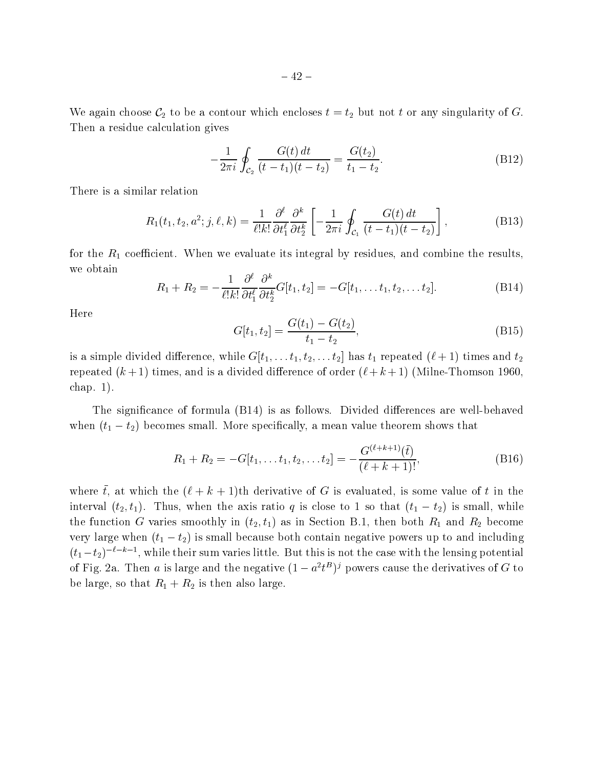We again choose $\mathcal{C}_2$ to be a contour which encloses $t = t_2$ but not $t$ or any singularity of $G$. Then a residue calculation gives

$$-\frac{1}{2\pi i}\oint_{\mathcal{C}_2} \frac{G(t)\, dt}{(t-t_1)(t-t_2)} = \frac{G(t_2)}{t_1 - t_2}. \tag{B12}$$

There is a similar relation

$$R_1(t_1, t_2, a^2; j, \ell, k) = \frac{1}{\ell! k!}\frac{\partial^\ell}{\partial t_1^\ell}\frac{\partial^k}{\partial t_2^k}\left[-\frac{1}{2\pi i}\oint_{\mathcal{C}_1} \frac{G(t)\, dt}{(t-t_1)(t-t_2)}\right], \tag{B13}$$

for the $R_1$ coefficient. When we evaluate its integral by residues, and combine the results, we obtain

$$R_1 + R_2 = -\frac{1}{\ell! k!}\frac{\partial^\ell}{\partial t_1^\ell}\frac{\partial^k}{\partial t_2^k} G[t_1, t_2] = -G[t_1, \ldots t_1, t_2, \ldots t_2]. \tag{B14}$$

Here

$$G[t_1, t_2] = \frac{G(t_1) - G(t_2)}{t_1 - t_2}, \tag{B15}$$

is a simple divided difference, while $G[t_1, \ldots t_1, t_2, \ldots t_2]$ has $t_1$ repeated $(\ell + 1)$ times and $t_2$ repeated $(k+1)$ times, and is a divided difference of order $(\ell + k + 1)$ (Milne-Thomson 1960, chap. 1).

The significance of formula (B14) is as follows. Divided differences are well-behaved when $(t_1 - t_2)$ becomes small. More specifically, a mean value theorem shows that

$$R_1 + R_2 = -G[t_1, \ldots t_1, t_2, \ldots t_2] = -\frac{G^{(\ell+k+1)}(\bar{t})}{(\ell + k + 1)!}, \tag{B16}$$

where $\bar{t}$, at which the $(\ell + k + 1)$th derivative of $G$ is evaluated, is some value of $t$ in the interval $(t_2, t_1)$. Thus, when the axis ratio $q$ is close to 1 so that $(t_1 - t_2)$ is small, while the function $G$ varies smoothly in $(t_2, t_1)$ as in Section B.1, then both $R_1$ and $R_2$ become very large when $(t_1 - t_2)$ is small because both contain negative powers up to and including $(t_1 - t_2)^{-\ell-k-1}$, while their sum varies little. But this is not the case with the lensing potential of Fig. 2a. Then $a$ is large and the negative $(1 - a^2 t^B)^j$ powers cause the derivatives of $G$ to be large, so that $R_1 + R_2$ is then also large.